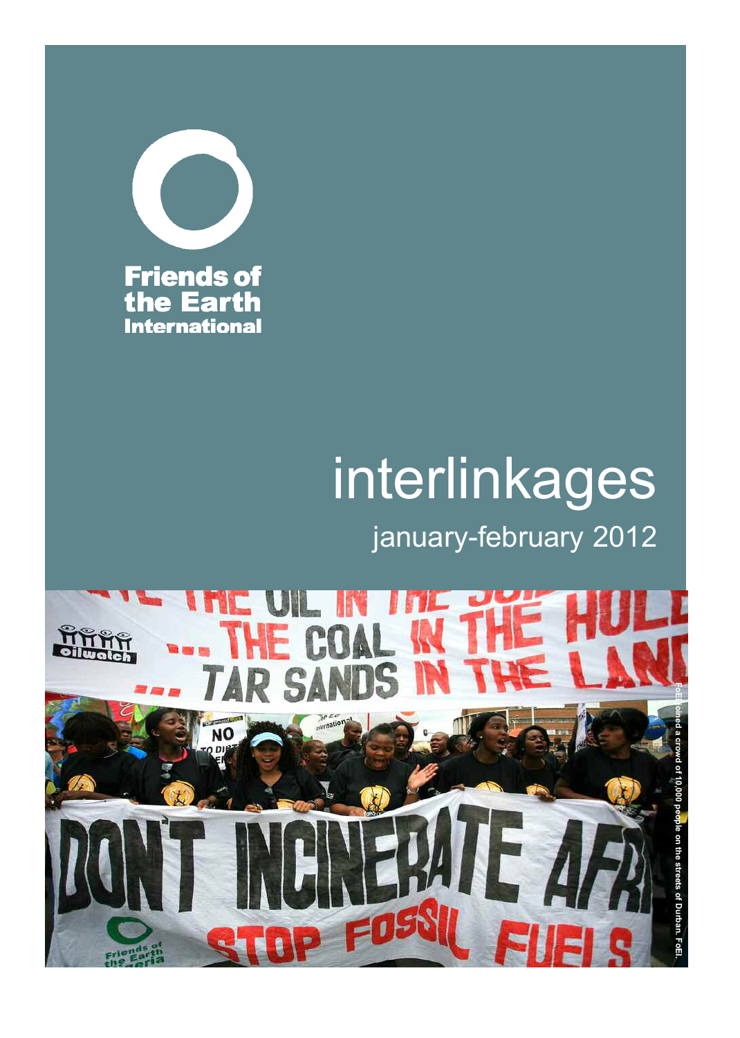Friends of the Earth International

# interlinkages

january-february 2012

FoEI joined a crowd of 10,000 people on the streets of Durban. FoEI.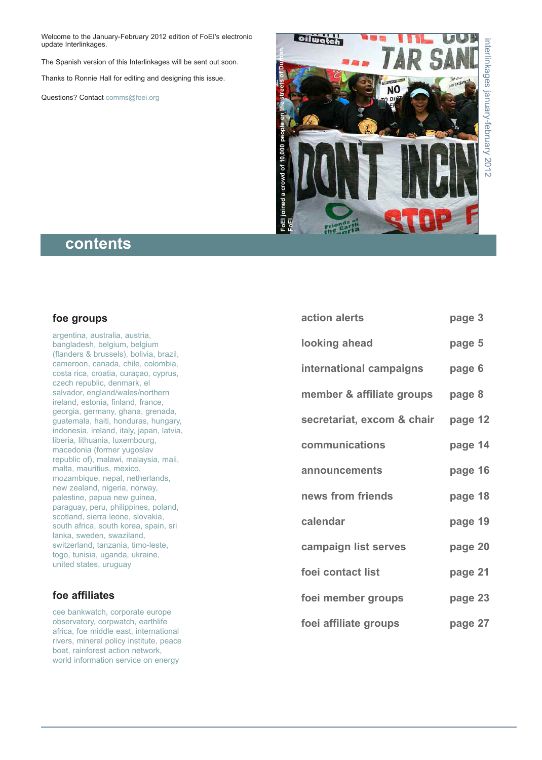Welcome to the January-February 2012 edition of FoEI's electronic update Interlinkages.

The Spanish version of this Interlinkages will be sent out soon.

Thanks to Ronnie Hall for editing and designing this issue.

Questions? Contact comms@foei.org

FoEI joined a crowd of 10,000 people on the streets of Durban. FoEI.

interlinkages january-february 2012

# contents

## foe groups

argentina, australia, austria, bangladesh, belgium, belgium (flanders & brussels), bolivia, brazil, cameroon, canada, chile, colombia, costa rica, croatia, curaçao, cyprus, czech republic, denmark, el salvador, england/wales/northern ireland, estonia, finland, france, georgia, germany, ghana, grenada, guatemala, haiti, honduras, hungary, indonesia, ireland, italy, japan, latvia, liberia, lithuania, luxembourg, macedonia (former yugoslav republic of), malawi, malaysia, mali, malta, mauritius, mexico, mozambique, nepal, netherlands, new zealand, nigeria, norway, palestine, papua new guinea, paraguay, peru, philippines, poland, scotland, sierra leone, slovakia, south africa, south korea, spain, sri lanka, sweden, swaziland, switzerland, tanzania, timo-leste, togo, tunisia, uganda, ukraine, united states, uruguay

## foe affiliates

cee bankwatch, corporate europe observatory, corpwatch, earthlife africa, foe middle east, international rivers, mineral policy institute, peace boat, rainforest action network, world information service on energy

| | |
|---|---|
| action alerts | page 3 |
| looking ahead | page 5 |
| international campaigns | page 6 |
| member & affiliate groups | page 8 |
| secretariat, excom & chair | page 12 |
| communications | page 14 |
| announcements | page 16 |
| news from friends | page 18 |
| calendar | page 19 |
| campaign list serves | page 20 |
| foei contact list | page 21 |
| foei member groups | page 23 |
| foei affiliate groups | page 27 |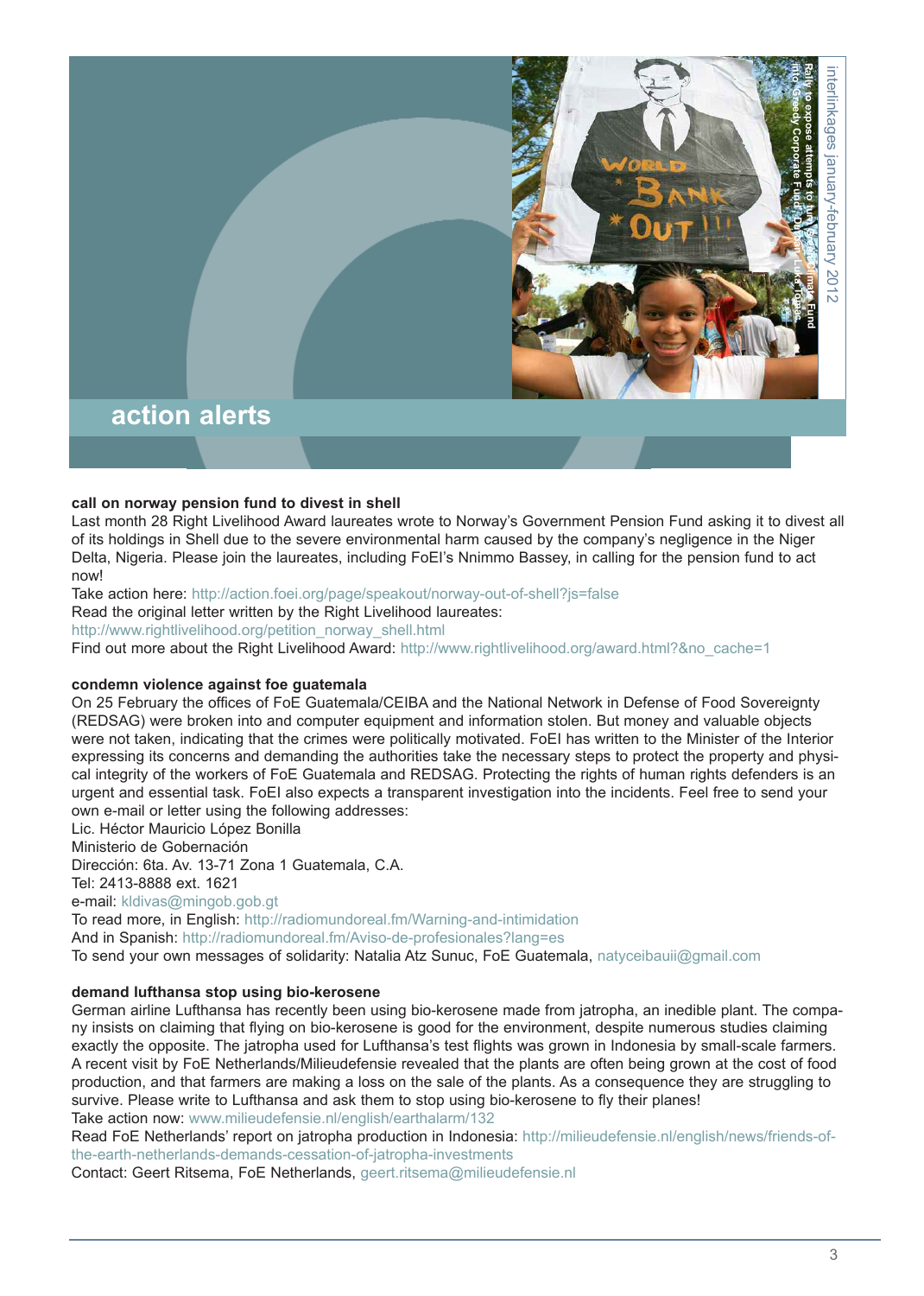## action alerts

Rally to expose attempts to turn the Green Climate Fund into Greedy Corporate Fund, Durban. Luka Tomac

### call on norway pension fund to divest in shell

Last month 28 Right Livelihood Award laureates wrote to Norway's Government Pension Fund asking it to divest all of its holdings in Shell due to the severe environmental harm caused by the company's negligence in the Niger Delta, Nigeria. Please join the laureates, including FoEI's Nnimmo Bassey, in calling for the pension fund to act now!

Take action here: http://action.foei.org/page/speakout/norway-out-of-shell?js=false

Read the original letter written by the Right Livelihood laureates: http://www.rightlivelihood.org/petition_norway_shell.html

Find out more about the Right Livelihood Award: http://www.rightlivelihood.org/award.html?&no_cache=1

### condemn violence against foe guatemala

On 25 February the offices of FoE Guatemala/CEIBA and the National Network in Defense of Food Sovereignty (REDSAG) were broken into and computer equipment and information stolen. But money and valuable objects were not taken, indicating that the crimes were politically motivated. FoEI has written to the Minister of the Interior expressing its concerns and demanding the authorities take the necessary steps to protect the property and physical integrity of the workers of FoE Guatemala and REDSAG. Protecting the rights of human rights defenders is an urgent and essential task. FoEI also expects a transparent investigation into the incidents. Feel free to send your own e-mail or letter using the following addresses:

Lic. Héctor Mauricio López Bonilla
Ministerio de Gobernación
Dirección: 6ta. Av. 13-71 Zona 1 Guatemala, C.A.
Tel: 2413-8888 ext. 1621
e-mail: kldivas@mingob.gob.gt

To read more, in English: http://radiomundoreal.fm/Warning-and-intimidation

And in Spanish: http://radiomundoreal.fm/Aviso-de-profesionales?lang=es

To send your own messages of solidarity: Natalia Atz Sunuc, FoE Guatemala, natyceibauii@gmail.com

### demand lufthansa stop using bio-kerosene

German airline Lufthansa has recently been using bio-kerosene made from jatropha, an inedible plant. The company insists on claiming that flying on bio-kerosene is good for the environment, despite numerous studies claiming exactly the opposite. The jatropha used for Lufthansa's test flights was grown in Indonesia by small-scale farmers. A recent visit by FoE Netherlands/Milieudefensie revealed that the plants are often being grown at the cost of food production, and that farmers are making a loss on the sale of the plants. As a consequence they are struggling to survive. Please write to Lufthansa and ask them to stop using bio-kerosene to fly their planes!

Take action now: www.milieudefensie.nl/english/earthalarm/132

Read FoE Netherlands' report on jatropha production in Indonesia: http://milieudefensie.nl/english/news/friends-of-the-earth-netherlands-demands-cessation-of-jatropha-investments

Contact: Geert Ritsema, FoE Netherlands, geert.ritsema@milieudefensie.nl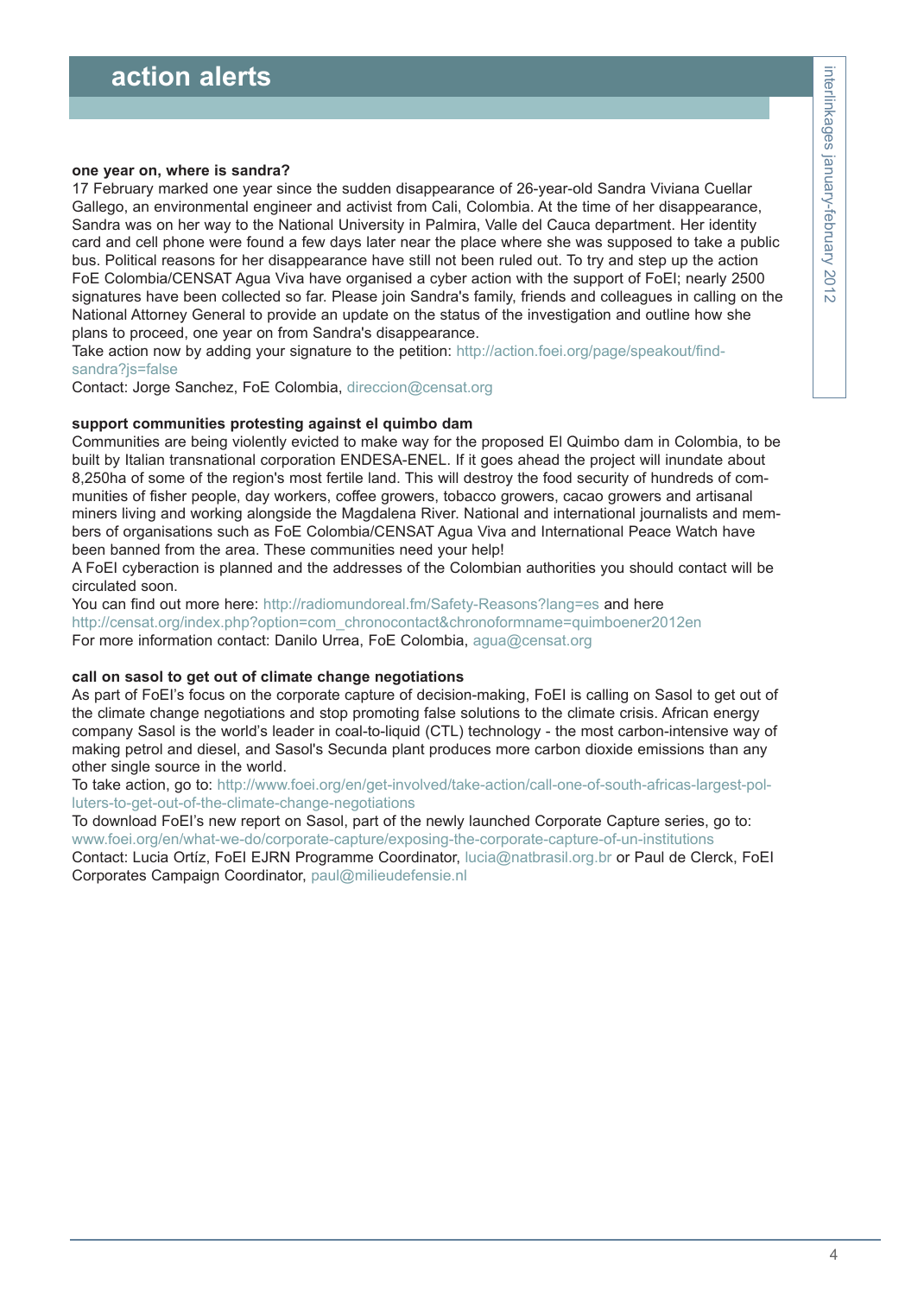# action alerts

**one year on, where is sandra?**

17 February marked one year since the sudden disappearance of 26-year-old Sandra Viviana Cuellar Gallego, an environmental engineer and activist from Cali, Colombia. At the time of her disappearance, Sandra was on her way to the National University in Palmira, Valle del Cauca department. Her identity card and cell phone were found a few days later near the place where she was supposed to take a public bus. Political reasons for her disappearance have still not been ruled out. To try and step up the action FoE Colombia/CENSAT Agua Viva have organised a cyber action with the support of FoEI; nearly 2500 signatures have been collected so far. Please join Sandra's family, friends and colleagues in calling on the National Attorney General to provide an update on the status of the investigation and outline how she plans to proceed, one year on from Sandra's disappearance.

Take action now by adding your signature to the petition: http://action.foei.org/page/speakout/find-sandra?js=false

Contact: Jorge Sanchez, FoE Colombia, direccion@censat.org

**support communities protesting against el quimbo dam**

Communities are being violently evicted to make way for the proposed El Quimbo dam in Colombia, to be built by Italian transnational corporation ENDESA-ENEL. If it goes ahead the project will inundate about 8,250ha of some of the region's most fertile land. This will destroy the food security of hundreds of communities of fisher people, day workers, coffee growers, tobacco growers, cacao growers and artisanal miners living and working alongside the Magdalena River. National and international journalists and members of organisations such as FoE Colombia/CENSAT Agua Viva and International Peace Watch have been banned from the area. These communities need your help!

A FoEI cyberaction is planned and the addresses of the Colombian authorities you should contact will be circulated soon.

You can find out more here: http://radiomundoreal.fm/Safety-Reasons?lang=es and here http://censat.org/index.php?option=com_chronocontact&chronoformname=quimboener2012en

For more information contact: Danilo Urrea, FoE Colombia, agua@censat.org

**call on sasol to get out of climate change negotiations**

As part of FoEI's focus on the corporate capture of decision-making, FoEI is calling on Sasol to get out of the climate change negotiations and stop promoting false solutions to the climate crisis. African energy company Sasol is the world's leader in coal-to-liquid (CTL) technology - the most carbon-intensive way of making petrol and diesel, and Sasol's Secunda plant produces more carbon dioxide emissions than any other single source in the world.

To take action, go to: http://www.foei.org/en/get-involved/take-action/call-one-of-south-africas-largest-polluters-to-get-out-of-the-climate-change-negotiations

To download FoEI's new report on Sasol, part of the newly launched Corporate Capture series, go to: www.foei.org/en/what-we-do/corporate-capture/exposing-the-corporate-capture-of-un-institutions

Contact: Lucia Ortíz, FoEI EJRN Programme Coordinator, lucia@natbrasil.org.br or Paul de Clerck, FoEI Corporates Campaign Coordinator, paul@milieudefensie.nl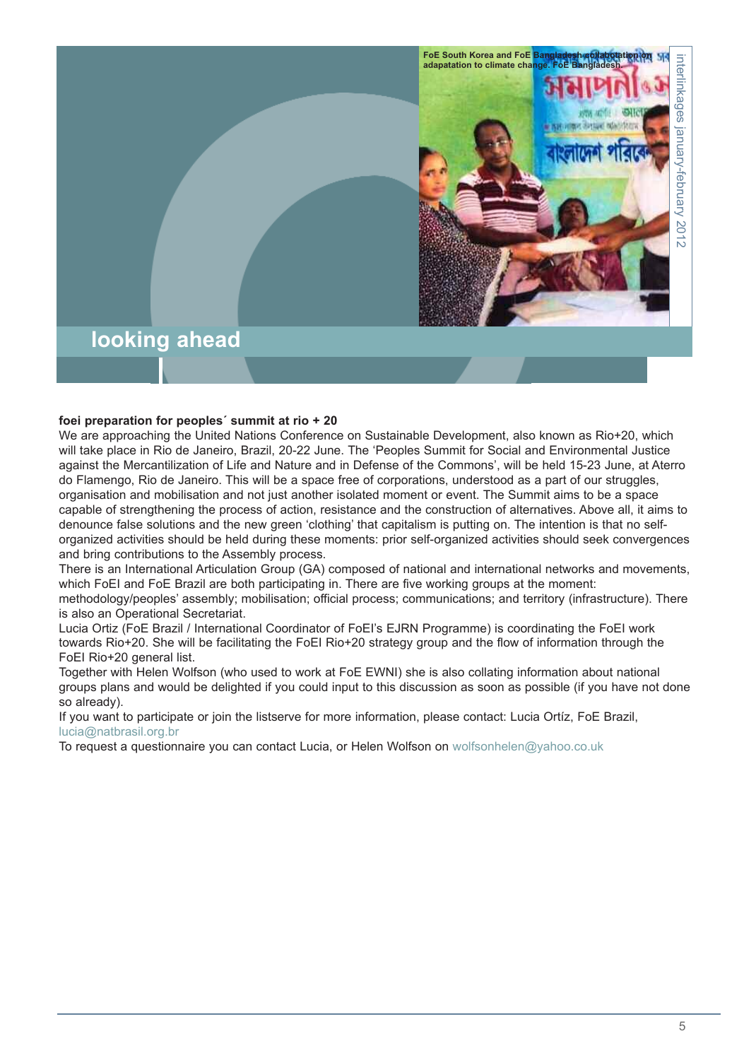FoE South Korea and FoE Bangladesh collaboration on adapatation to climate change. FoE Bangladesh.

# looking ahead

**foei preparation for peoples´ summit at rio + 20**

We are approaching the United Nations Conference on Sustainable Development, also known as Rio+20, which will take place in Rio de Janeiro, Brazil, 20-22 June. The 'Peoples Summit for Social and Environmental Justice against the Mercantilization of Life and Nature and in Defense of the Commons', will be held 15-23 June, at Aterro do Flamengo, Rio de Janeiro. This will be a space free of corporations, understood as a part of our struggles, organisation and mobilisation and not just another isolated moment or event. The Summit aims to be a space capable of strengthening the process of action, resistance and the construction of alternatives. Above all, it aims to denounce false solutions and the new green 'clothing' that capitalism is putting on. The intention is that no self-organized activities should be held during these moments: prior self-organized activities should seek convergences and bring contributions to the Assembly process.

There is an International Articulation Group (GA) composed of national and international networks and movements, which FoEI and FoE Brazil are both participating in. There are five working groups at the moment: methodology/peoples' assembly; mobilisation; official process; communications; and territory (infrastructure). There is also an Operational Secretariat.

Lucia Ortiz (FoE Brazil / International Coordinator of FoEI's EJRN Programme) is coordinating the FoEI work towards Rio+20. She will be facilitating the FoEI Rio+20 strategy group and the flow of information through the FoEI Rio+20 general list.

Together with Helen Wolfson (who used to work at FoE EWNI) she is also collating information about national groups plans and would be delighted if you could input to this discussion as soon as possible (if you have not done so already).

If you want to participate or join the listserve for more information, please contact: Lucia Ortíz, FoE Brazil, lucia@natbrasil.org.br

To request a questionnaire you can contact Lucia, or Helen Wolfson on wolfsonhelen@yahoo.co.uk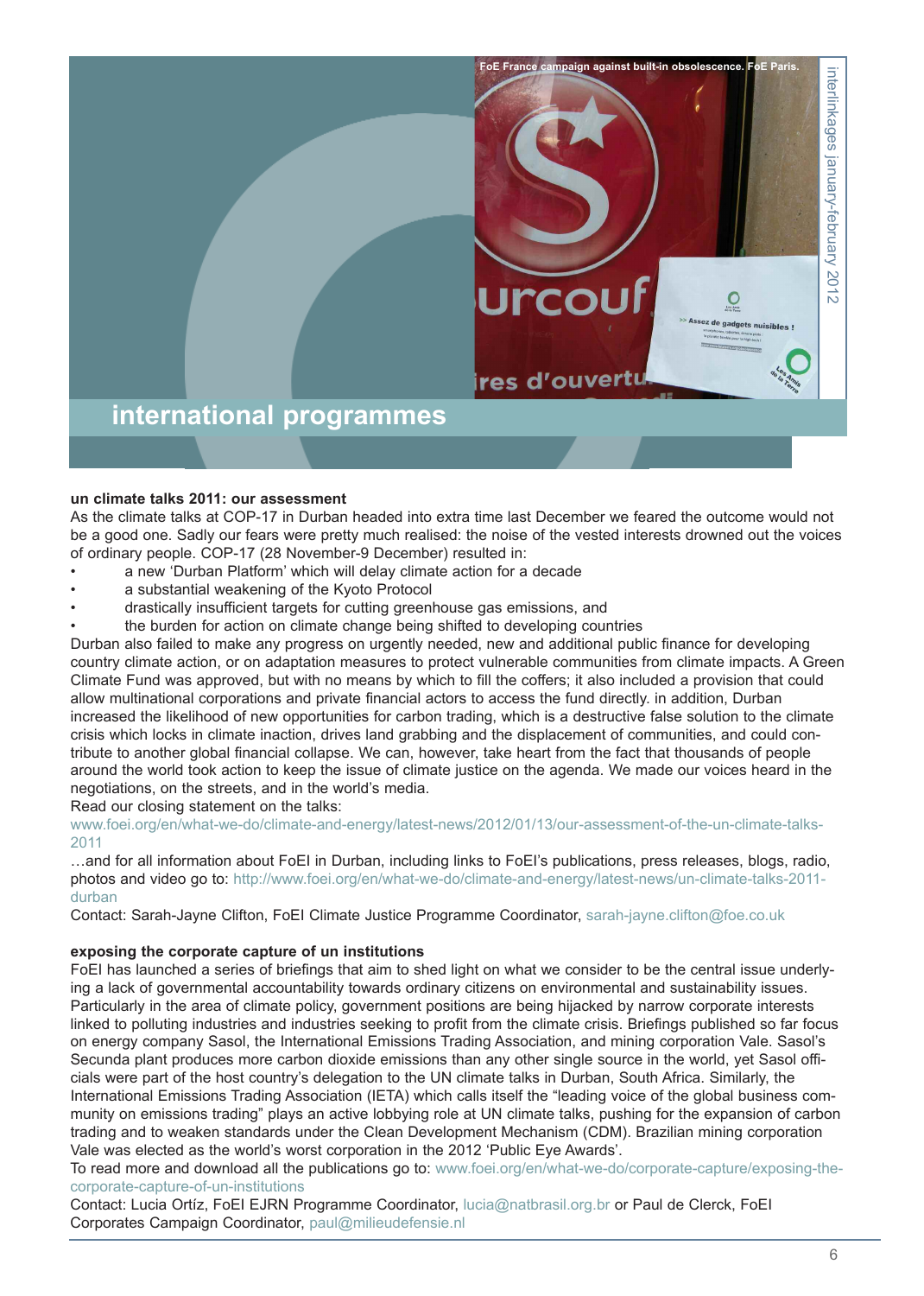FoE France campaign against built-in obsolescence. FoE Paris.

# international programmes

## un climate talks 2011: our assessment

As the climate talks at COP-17 in Durban headed into extra time last December we feared the outcome would not be a good one. Sadly our fears were pretty much realised: the noise of the vested interests drowned out the voices of ordinary people. COP-17 (28 November-9 December) resulted in:

- a new 'Durban Platform' which will delay climate action for a decade
- a substantial weakening of the Kyoto Protocol
- drastically insufficient targets for cutting greenhouse gas emissions, and
- the burden for action on climate change being shifted to developing countries

Durban also failed to make any progress on urgently needed, new and additional public finance for developing country climate action, or on adaptation measures to protect vulnerable communities from climate impacts. A Green Climate Fund was approved, but with no means by which to fill the coffers; it also included a provision that could allow multinational corporations and private financial actors to access the fund directly. in addition, Durban increased the likelihood of new opportunities for carbon trading, which is a destructive false solution to the climate crisis which locks in climate inaction, drives land grabbing and the displacement of communities, and could contribute to another global financial collapse. We can, however, take heart from the fact that thousands of people around the world took action to keep the issue of climate justice on the agenda. We made our voices heard in the negotiations, on the streets, and in the world's media.

Read our closing statement on the talks:
www.foei.org/en/what-we-do/climate-and-energy/latest-news/2012/01/13/our-assessment-of-the-un-climate-talks-2011

…and for all information about FoEI in Durban, including links to FoEI's publications, press releases, blogs, radio, photos and video go to: http://www.foei.org/en/what-we-do/climate-and-energy/latest-news/un-climate-talks-2011-durban

Contact: Sarah-Jayne Clifton, FoEI Climate Justice Programme Coordinator, sarah-jayne.clifton@foe.co.uk

## exposing the corporate capture of un institutions

FoEI has launched a series of briefings that aim to shed light on what we consider to be the central issue underlying a lack of governmental accountability towards ordinary citizens on environmental and sustainability issues. Particularly in the area of climate policy, government positions are being hijacked by narrow corporate interests linked to polluting industries and industries seeking to profit from the climate crisis. Briefings published so far focus on energy company Sasol, the International Emissions Trading Association, and mining corporation Vale. Sasol's Secunda plant produces more carbon dioxide emissions than any other single source in the world, yet Sasol officials were part of the host country's delegation to the UN climate talks in Durban, South Africa. Similarly, the International Emissions Trading Association (IETA) which calls itself the "leading voice of the global business community on emissions trading" plays an active lobbying role at UN climate talks, pushing for the expansion of carbon trading and to weaken standards under the Clean Development Mechanism (CDM). Brazilian mining corporation Vale was elected as the world's worst corporation in the 2012 'Public Eye Awards'.

To read more and download all the publications go to: www.foei.org/en/what-we-do/corporate-capture/exposing-the-corporate-capture-of-un-institutions

Contact: Lucia Ortíz, FoEI EJRN Programme Coordinator, lucia@natbrasil.org.br or Paul de Clerck, FoEI Corporates Campaign Coordinator, paul@milieudefensie.nl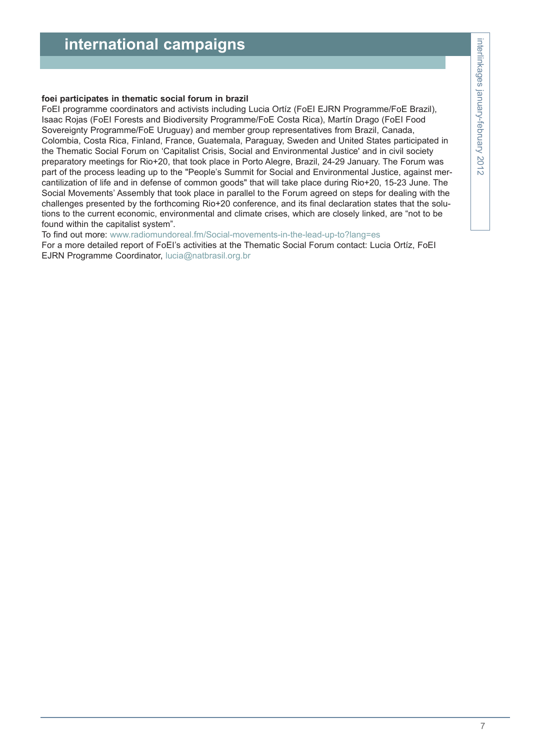# international campaigns

**foei participates in thematic social forum in brazil**

FoEI programme coordinators and activists including Lucia Ortíz (FoEI EJRN Programme/FoE Brazil), Isaac Rojas (FoEI Forests and Biodiversity Programme/FoE Costa Rica), Martín Drago (FoEI Food Sovereignty Programme/FoE Uruguay) and member group representatives from Brazil, Canada, Colombia, Costa Rica, Finland, France, Guatemala, Paraguay, Sweden and United States participated in the Thematic Social Forum on 'Capitalist Crisis, Social and Environmental Justice' and in civil society preparatory meetings for Rio+20, that took place in Porto Alegre, Brazil, 24-29 January. The Forum was part of the process leading up to the "People's Summit for Social and Environmental Justice, against mercantilization of life and in defense of common goods" that will take place durng Rio+20, 15-23 June. The Social Movements' Assembly that took place in parallel to the Forum agreed on steps for dealing with the challenges presented by the forthcoming Rio+20 conference, and its final declaration states that the solutions to the current economic, environmental and climate crises, which are closely linked, are "not to be found within the capitalist system".

To find out more: www.radiomundoreal.fm/Social-movements-in-the-lead-up-to?lang=es

For a more detailed report of FoEI's activities at the Thematic Social Forum contact: Lucia Ortíz, FoEI EJRN Programme Coordinator, lucia@natbrasil.org.br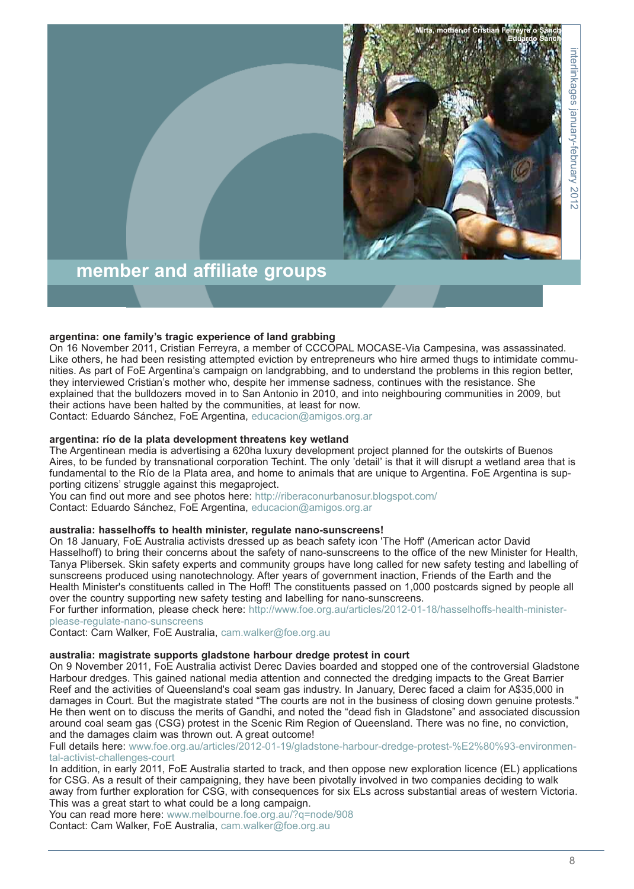Mirta, mother of Cristian Ferreyra o Sánch Eduardo Sánch

# member and affiliate groups

### argentina: one family's tragic experience of land grabbing

On 16 November 2011, Cristian Ferreyra, a member of CCCOPAL MOCASE-Via Campesina, was assassinated. Like others, he had been resisting attempted eviction by entrepreneurs who hire armed thugs to intimidate communities. As part of FoE Argentina's campaign on landgrabbing, and to understand the problems in this region better, they interviewed Cristian's mother who, despite her immense sadness, continues with the resistance. She explained that the bulldozers moved in to San Antonio in 2010, and into neighbouring communities in 2009, but their actions have been halted by the communities, at least for now.

Contact: Eduardo Sánchez, FoE Argentina, educacion@amigos.org.ar

### argentina: río de la plata development threatens key wetland

The Argentinean media is advertising a 620ha luxury development project planned for the outskirts of Buenos Aires, to be funded by transnational corporation Techint. The only 'detail' is that it will disrupt a wetland area that is fundamental to the Río de la Plata area, and home to animals that are unique to Argentina. FoE Argentina is supporting citizens' struggle against this megaproject.

You can find out more and see photos here: http://riberaconurbanosur.blogspot.com/

Contact: Eduardo Sánchez, FoE Argentina, educacion@amigos.org.ar

### australia: hasselhoffs to health minister, regulate nano-sunscreens!

On 18 January, FoE Australia activists dressed up as beach safety icon 'The Hoff' (American actor David Hasselhoff) to bring their concerns about the safety of nano-sunscreens to the office of the new Minister for Health, Tanya Plibersek. Skin safety experts and community groups have long called for new safety testing and labelling of sunscreens produced using nanotechnology. After years of government inaction, Friends of the Earth and the Health Minister's constituents called in The Hoff! The constituents passed on 1,000 postcards signed by people all over the country supporting new safety testing and labelling for nano-sunscreens.

For further information, please check here: http://www.foe.org.au/articles/2012-01-18/hasselhoffs-health-minister-please-regulate-nano-sunscreens

Contact: Cam Walker, FoE Australia, cam.walker@foe.org.au

### australia: magistrate supports gladstone harbour dredge protest in court

On 9 November 2011, FoE Australia activist Derec Davies boarded and stopped one of the controversial Gladstone Harbour dredges. This gained national media attention and connected the dredging impacts to the Great Barrier Reef and the activities of Queensland's coal seam gas industry. In January, Derec faced a claim for A$35,000 in damages in Court. But the magistrate stated "The courts are not in the business of closing down genuine protests." He then went on to discuss the merits of Gandhi, and noted the "dead fish in Gladstone" and associated discussion around coal seam gas (CSG) protest in the Scenic Rim Region of Queensland. There was no fine, no conviction, and the damages claim was thrown out. A great outcome!

Full details here: www.foe.org.au/articles/2012-01-19/gladstone-harbour-dredge-protest-%E2%80%93-environmental-activist-challenges-court

In addition, in early 2011, FoE Australia started to track, and then oppose new exploration licence (EL) applications for CSG. As a result of their campaigning, they have been pivotally involved in two companies deciding to walk away from further exploration for CSG, with consequences for six ELs across substantial areas of western Victoria. This was a great start to what could be a long campaign.

You can read more here: www.melbourne.foe.org.au/?q=node/908

Contact: Cam Walker, FoE Australia, cam.walker@foe.org.au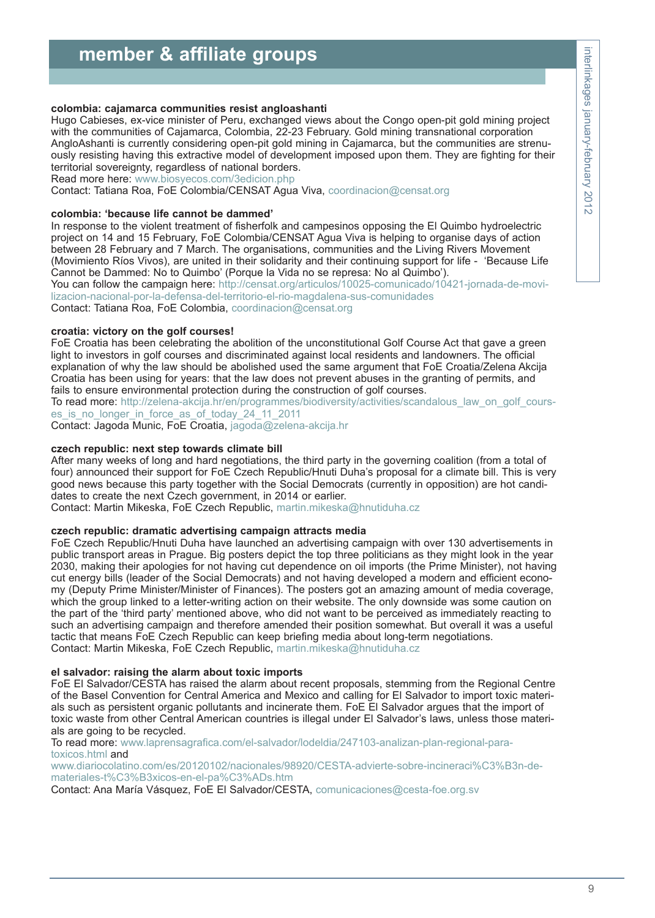# member & affiliate groups

**colombia: cajamarca communities resist angloashanti**

Hugo Cabieses, ex-vice minister of Peru, exchanged views about the Congo open-pit gold mining project with the communities of Cajamarca, Colombia, 22-23 February. Gold mining transnational corporation AngloAshanti is currently considering open-pit gold mining in Cajamarca, but the communities are strenuously resisting having this extractive model of development imposed upon them. They are fighting for their territorial sovereignty, regardless of national borders.
Read more here: www.biosyecos.com/3edicion.php
Contact: Tatiana Roa, FoE Colombia/CENSAT Agua Viva, coordinacion@censat.org

**colombia: 'because life cannot be dammed'**

In response to the violent treatment of fisherfolk and campesinos opposing the El Quimbo hydroelectric project on 14 and 15 February, FoE Colombia/CENSAT Agua Viva is helping to organise days of action between 28 February and 7 March. The organisations, communities and the Living Rivers Movement (Movimiento Ríos Vivos), are united in their solidarity and their continuing support for life - 'Because Life Cannot be Dammed: No to Quimbo' (Porque la Vida no se represa: No al Quimbo').
You can follow the campaign here: http://censat.org/articulos/10025-comunicado/10421-jornada-de-movilizacion-nacional-por-la-defensa-del-territorio-el-rio-magdalena-sus-comunidades
Contact: Tatiana Roa, FoE Colombia, coordinacion@censat.org

**croatia: victory on the golf courses!**

FoE Croatia has been celebrating the abolition of the unconstitutional Golf Course Act that gave a green light to investors in golf courses and discriminated against local residents and landowners. The official explanation of why the law should be abolished used the same argument that FoE Croatia/Zelena Akcija Croatia has been using for years: that the law does not prevent abuses in the granting of permits, and fails to ensure environmental protection during the construction of golf courses.
To read more: http://zelena-akcija.hr/en/programmes/biodiversity/activities/scandalous_law_on_golf_courses_is_no_longer_in_force_as_of_today_24_11_2011
Contact: Jagoda Munic, FoE Croatia, jagoda@zelena-akcija.hr

**czech republic: next step towards climate bill**

After many weeks of long and hard negotiations, the third party in the governing coalition (from a total of four) announced their support for FoE Czech Republic/Hnuti Duha's proposal for a climate bill. This is very good news because this party together with the Social Democrats (currently in opposition) are hot candidates to create the next Czech government, in 2014 or earlier.
Contact: Martin Mikeska, FoE Czech Republic, martin.mikeska@hnutiduha.cz

**czech republic: dramatic advertising campaign attracts media**

FoE Czech Republic/Hnuti Duha have launched an advertising campaign with over 130 advertisements in public transport areas in Prague. Big posters depict the top three politicians as they might look in the year 2030, making their apologies for not having cut dependence on oil imports (the Prime Minister), not having cut energy bills (leader of the Social Democrats) and not having developed a modern and efficient economy (Deputy Prime Minister/Minister of Finances). The posters got an amazing amount of media coverage, which the group linked to a letter-writing action on their website. The only downside was some caution on the part of the 'third party' mentioned above, who did not want to be perceived as immediately reacting to such an advertising campaign and therefore amended their position somewhat. But overall it was a useful tactic that means FoE Czech Republic can keep briefing media about long-term negotiations.
Contact: Martin Mikeska, FoE Czech Republic, martin.mikeska@hnutiduha.cz

**el salvador: raising the alarm about toxic imports**

FoE El Salvador/CESTA has raised the alarm about recent proposals, stemming from the Regional Centre of the Basel Convention for Central America and Mexico and calling for El Salvador to import toxic materials such as persistent organic pollutants and incinerate them. FoE El Salvador argues that the import of toxic waste from other Central American countries is illegal under El Salvador's laws, unless those materials are going to be recycled.
To read more: www.laprensagrafica.com/el-salvador/lodeldia/247103-analizan-plan-regional-para-toxicos.html and
www.diariocolatino.com/es/20120102/nacionales/98920/CESTA-advierte-sobre-incineraci%C3%B3n-de-materiales-t%C3%B3xicos-en-el-pa%C3%ADs.htm
Contact: Ana María Vásquez, FoE El Salvador/CESTA, comunicaciones@cesta-foe.org.sv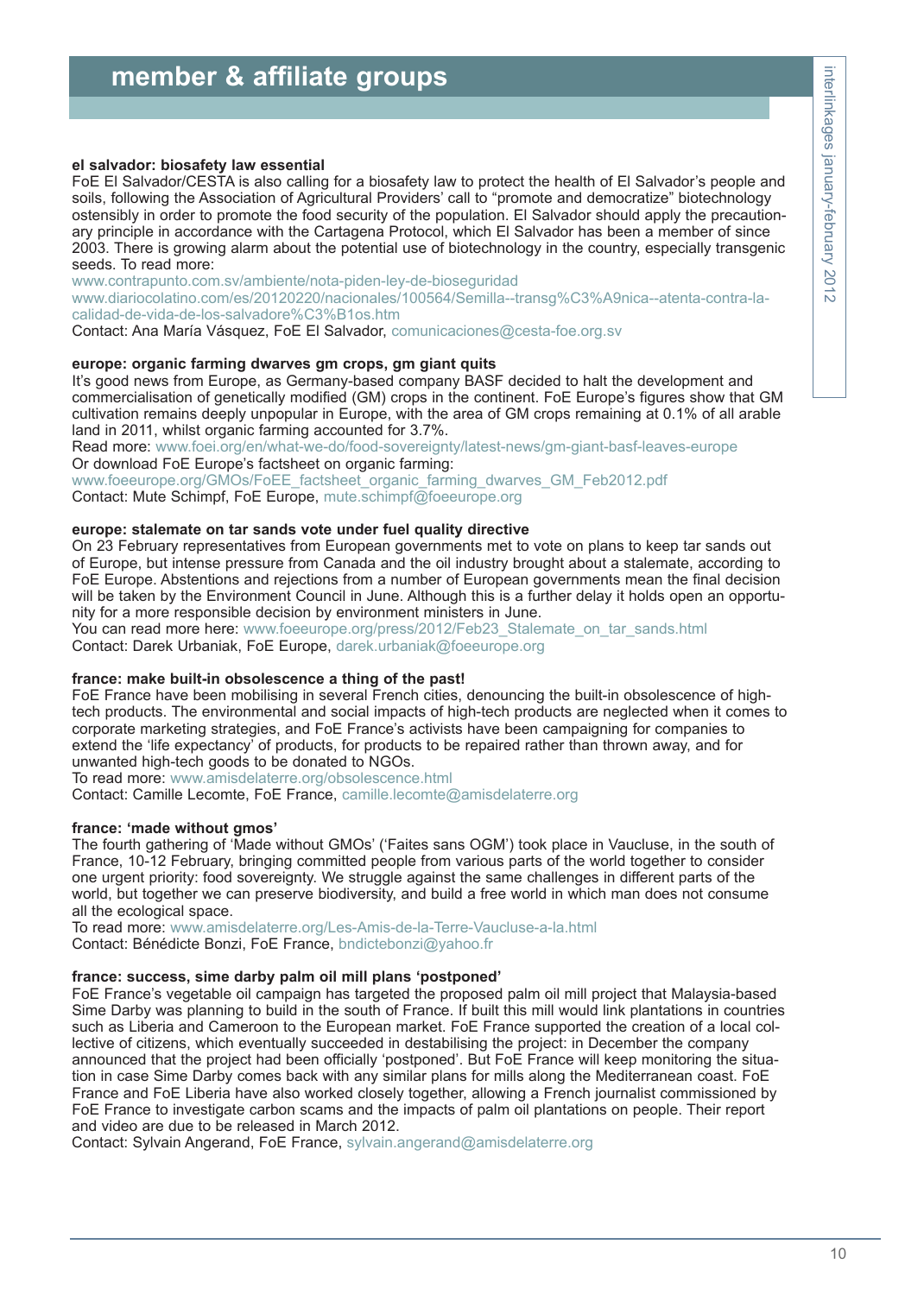# member & affiliate groups

### el salvador: biosafety law essential

FoE El Salvador/CESTA is also calling for a biosafety law to protect the health of El Salvador's people and soils, following the Association of Agricultural Providers' call to "promote and democratize" biotechnology ostensibly in order to promote the food security of the population. El Salvador should apply the precautionary principle in accordance with the Cartagena Protocol, which El Salvador has been a member of since 2003. There is growing alarm about the potential use of biotechnology in the country, especially transgenic seeds. To read more:
www.contrapunto.com.sv/ambiente/nota-piden-ley-de-bioseguridad
www.diariocolatino.com/es/20120220/nacionales/100564/Semilla--transg%C3%A9nica--atenta-contra-la-calidad-de-vida-de-los-salvadore%C3%B1os.htm
Contact: Ana María Vásquez, FoE El Salvador, comunicaciones@cesta-foe.org.sv

### europe: organic farming dwarves gm crops, gm giant quits

It's good news from Europe, as Germany-based company BASF decided to halt the development and commercialisation of genetically modified (GM) crops in the continent. FoE Europe's figures show that GM cultivation remains deeply unpopular in Europe, with the area of GM crops remaining at 0.1% of all arable land in 2011, whilst organic farming accounted for 3.7%.
Read more: www.foei.org/en/what-we-do/food-sovereignty/latest-news/gm-giant-basf-leaves-europe
Or download FoE Europe's factsheet on organic farming:
www.foeeurope.org/GMOs/FoEE_factsheet_organic_farming_dwarves_GM_Feb2012.pdf
Contact: Mute Schimpf, FoE Europe, mute.schimpf@foeeurope.org

### europe: stalemate on tar sands vote under fuel quality directive

On 23 February representatives from European governments met to vote on plans to keep tar sands out of Europe, but intense pressure from Canada and the oil industry brought about a stalemate, according to FoE Europe. Abstentions and rejections from a number of European governments mean the final decision will be taken by the Environment Council in June. Although this is a further delay it holds open an opportunity for a more responsible decision by environment ministers in June.
You can read more here: www.foeeurope.org/press/2012/Feb23_Stalemate_on_tar_sands.html
Contact: Darek Urbaniak, FoE Europe, darek.urbaniak@foeeurope.org

### france: make built-in obsolescence a thing of the past!

FoE France have been mobilising in several French cities, denouncing the built-in obsolescence of high-tech products. The environmental and social impacts of high-tech products are neglected when it comes to corporate marketing strategies, and FoE France's activists have been campaigning for companies to extend the 'life expectancy' of products, for products to be repaired rather than thrown away, and for unwanted high-tech goods to be donated to NGOs.
To read more: www.amisdelaterre.org/obsolescence.html
Contact: Camille Lecomte, FoE France, camille.lecomte@amisdelaterre.org

### france: 'made without gmos'

The fourth gathering of 'Made without GMOs' ('Faites sans OGM') took place in Vaucluse, in the south of France, 10-12 February, bringing committed people from various parts of the world together to consider one urgent priority: food sovereignty. We struggle against the same challenges in different parts of the world, but together we can preserve biodiversity, and build a free world in which man does not consume all the ecological space.
To read more: www.amisdelaterre.org/Les-Amis-de-la-Terre-Vaucluse-a-la.html
Contact: Bénédicte Bonzi, FoE France, bndictebonzi@yahoo.fr

### france: success, sime darby palm oil mill plans 'postponed'

FoE France's vegetable oil campaign has targeted the proposed palm oil mill project that Malaysia-based Sime Darby was planning to build in the south of France. If built this mill would link plantations in countries such as Liberia and Cameroon to the European market. FoE France supported the creation of a local collective of citizens, which eventually succeeded in destabilising the project: in December the company announced that the project had been officially 'postponed'. But FoE France will keep monitoring the situation in case Sime Darby comes back with any similar plans for mills along the Mediterranean coast. FoE France and FoE Liberia have also worked closely together, allowing a French journalist commissioned by FoE France to investigate carbon scams and the impacts of palm oil plantations on people. Their report and video are due to be released in March 2012.
Contact: Sylvain Angerand, FoE France, sylvain.angerand@amisdelaterre.org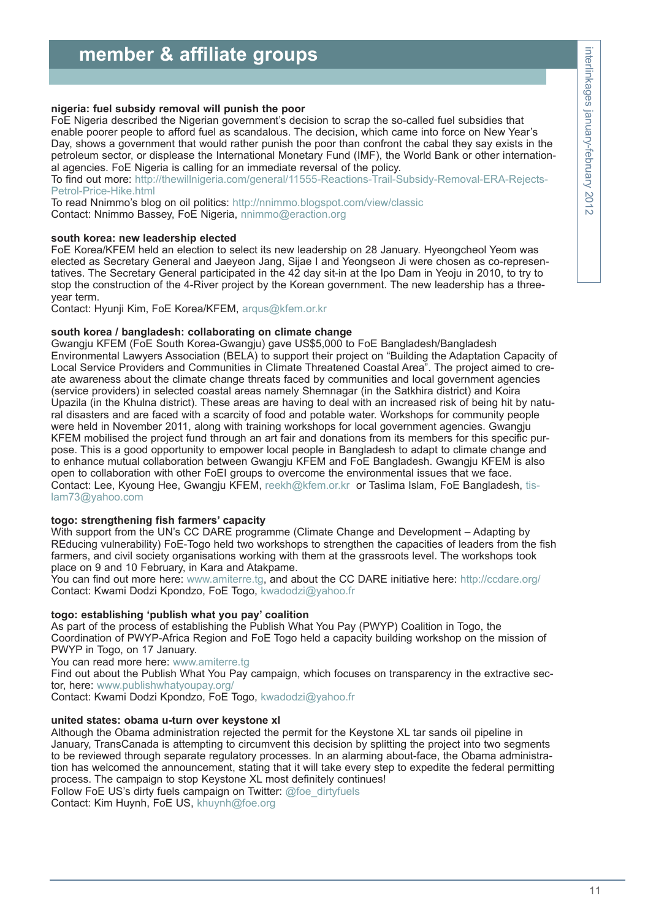# member & affiliate groups

### nigeria: fuel subsidy removal will punish the poor

FoE Nigeria described the Nigerian government's decision to scrap the so-called fuel subsidies that enable poorer people to afford fuel as scandalous. The decision, which came into force on New Year's Day, shows a government that would rather punish the poor than confront the cabal they say exists in the petroleum sector, or displease the International Monetary Fund (IMF), the World Bank or other international agencies. FoE Nigeria is calling for an immediate reversal of the policy.

To find out more: http://thewillnigeria.com/general/11555-Reactions-Trail-Subsidy-Removal-ERA-Rejects-Petrol-Price-Hike.html

To read Nnimmo's blog on oil politics: http://nnimmo.blogspot.com/view/classic

Contact: Nnimmo Bassey, FoE Nigeria, nnimmo@eraction.org

### south korea: new leadership elected

FoE Korea/KFEM held an election to select its new leadership on 28 January. Hyeongcheol Yeom was elected as Secretary General and Jaeyeon Jang, Sijae I and Yeongseon Ji were chosen as co-representatives. The Secretary General participated in the 42 day sit-in at the Ipo Dam in Yeoju in 2010, to try to stop the construction of the 4-River project by the Korean government. The new leadership has a three-year term.

Contact: Hyunji Kim, FoE Korea/KFEM, arqus@kfem.or.kr

### south korea / bangladesh: collaborating on climate change

Gwangju KFEM (FoE South Korea-Gwangju) gave US$5,000 to FoE Bangladesh/Bangladesh Environmental Lawyers Association (BELA) to support their project on "Building the Adaptation Capacity of Local Service Providers and Communities in Climate Threatened Coastal Area". The project aimed to create awareness about the climate change threats faced by communities and local government agencies (service providers) in selected coastal areas namely Shemnagar (in the Satkhira district) and Koira Upazila (in the Khulna district). These areas are having to deal with an increased risk of being hit by natural disasters and are faced with a scarcity of food and potable water. Workshops for community people were held in November 2011, along with training workshops for local government agencies. Gwangju KFEM mobilised the project fund through an art fair and donations from its members for this specific purpose. This is a good opportunity to empower local people in Bangladesh to adapt to climate change and to enhance mutual collaboration between Gwangju KFEM and FoE Bangladesh. Gwangju KFEM is also open to collaboration with other FoEI groups to overcome the environmental issues that we face.

Contact: Lee, Kyoung Hee, Gwangju KFEM, reekh@kfem.or.kr or Taslima Islam, FoE Bangladesh, tislam73@yahoo.com

### togo: strengthening fish farmers' capacity

With support from the UN's CC DARE programme (Climate Change and Development – Adapting by REducing vulnerability) FoE-Togo held two workshops to strengthen the capacities of leaders from the fish farmers, and civil society organisations working with them at the grassroots level. The workshops took place on 9 and 10 February, in Kara and Atakpame.

You can find out more here: www.amiterre.tg, and about the CC DARE initiative here: http://ccdare.org/

Contact: Kwami Dodzi Kpondzo, FoE Togo, kwadodzi@yahoo.fr

### togo: establishing 'publish what you pay' coalition

As part of the process of establishing the Publish What You Pay (PWYP) Coalition in Togo, the Coordination of PWYP-Africa Region and FoE Togo held a capacity building workshop on the mission of PWYP in Togo, on 17 January.

You can read more here: www.amiterre.tg

Find out about the Publish What You Pay campaign, which focuses on transparency in the extractive sector, here: www.publishwhatyoupay.org/

Contact: Kwami Dodzi Kpondzo, FoE Togo, kwadodzi@yahoo.fr

### united states: obama u-turn over keystone xl

Although the Obama administration rejected the permit for the Keystone XL tar sands oil pipeline in January, TransCanada is attempting to circumvent this decision by splitting the project into two segments to be reviewed through separate regulatory processes. In an alarming about-face, the Obama administration has welcomed the announcement, stating that it will take every step to expedite the federal permitting process. The campaign to stop Keystone XL most definitely continues!

Follow FoE US's dirty fuels campaign on Twitter: @foe_dirtyfuels

Contact: Kim Huynh, FoE US, khuynh@foe.org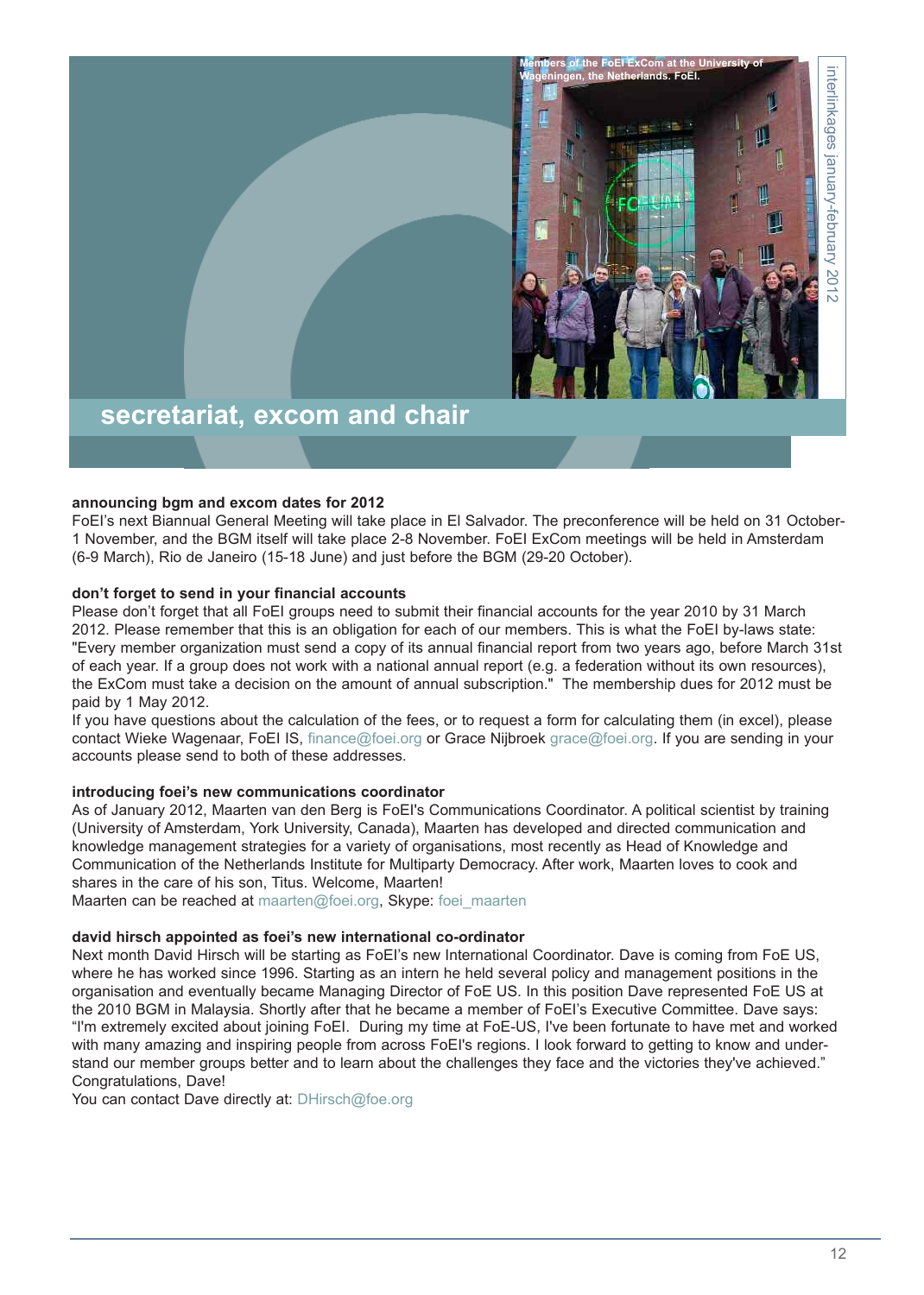Members of the FoEI ExCom at the University of Wageningen, the Netherlands. FoEI.

## secretariat, excom and chair

### announcing bgm and excom dates for 2012

FoEI's next Biannual General Meeting will take place in El Salvador. The preconference will be held on 31 October-1 November, and the BGM itself will take place 2-8 November. FoEI ExCom meetings will be held in Amsterdam (6-9 March), Rio de Janeiro (15-18 June) and just before the BGM (29-20 October).

### don't forget to send in your financial accounts

Please don't forget that all FoEI groups need to submit their financial accounts for the year 2010 by 31 March 2012. Please remember that this is an obligation for each of our members. This is what the FoEI by-laws state: "Every member organization must send a copy of its annual financial report from two years ago, before March 31st of each year. If a group does not work with a national annual report (e.g. a federation without its own resources), the ExCom must take a decision on the amount of annual subscription." The membership dues for 2012 must be paid by 1 May 2012.

If you have questions about the calculation of the fees, or to request a form for calculating them (in excel), please contact Wieke Wagenaar, FoEI IS, finance@foei.org or Grace Nijbroek grace@foei.org. If you are sending in your accounts please send to both of these addresses.

### introducing foei's new communications coordinator

As of January 2012, Maarten van den Berg is FoEI's Communications Coordinator. A political scientist by training (University of Amsterdam, York University, Canada), Maarten has developed and directed communication and knowledge management strategies for a variety of organisations, most recently as Head of Knowledge and Communication of the Netherlands Institute for Multiparty Democracy. After work, Maarten loves to cook and shares in the care of his son, Titus. Welcome, Maarten!

Maarten can be reached at maarten@foei.org, Skype: foei_maarten

### david hirsch appointed as foei's new international co-ordinator

Next month David Hirsch will be starting as FoEI's new International Coordinator. Dave is coming from FoE US, where he has worked since 1996. Starting as an intern he held several policy and management positions in the organisation and eventually became Managing Director of FoE US. In this position Dave represented FoE US at the 2010 BGM in Malaysia. Shortly after that he became a member of FoEI's Executive Committee. Dave says: "I'm extremely excited about joining FoEI. During my time at FoE-US, I've been fortunate to have met and worked with many amazing and inspiring people from across FoEI's regions. I look forward to getting to know and understand our member groups better and to learn about the challenges they face and the victories they've achieved." Congratulations, Dave!

You can contact Dave directly at: DHirsch@foe.org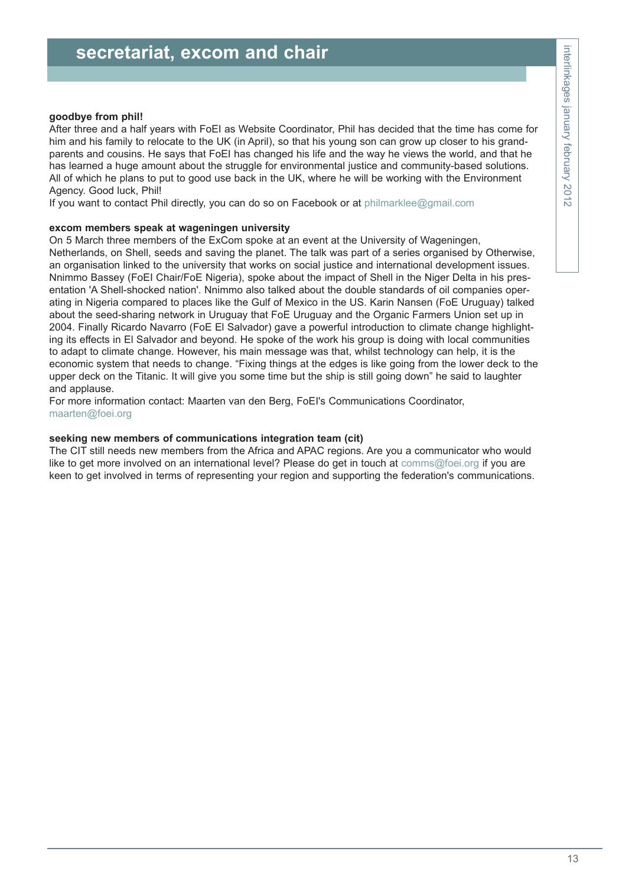# secretariat, excom and chair

**goodbye from phil!**

After three and a half years with FoEI as Website Coordinator, Phil has decided that the time has come for him and his family to relocate to the UK (in April), so that his young son can grow up closer to his grandparents and cousins. He says that FoEI has changed his life and the way he views the world, and that he has learned a huge amount about the struggle for environmental justice and community-based solutions. All of which he plans to put to good use back in the UK, where he will be working with the Environment Agency. Good luck, Phil!

If you want to contact Phil directly, you can do so on Facebook or at philmarklee@gmail.com

**excom members speak at wageningen university**

On 5 March three members of the ExCom spoke at an event at the University of Wageningen, Netherlands, on Shell, seeds and saving the planet. The talk was part of a series organised by Otherwise, an organisation linked to the university that works on social justice and international development issues. Nnimmo Bassey (FoEI Chair/FoE Nigeria), spoke about the impact of Shell in the Niger Delta in his presentation 'A Shell-shocked nation'. Nnimmo also talked about the double standards of oil companies operating in Nigeria compared to places like the Gulf of Mexico in the US. Karin Nansen (FoE Uruguay) talked about the seed-sharing network in Uruguay that FoE Uruguay and the Organic Farmers Union set up in 2004. Finally Ricardo Navarro (FoE El Salvador) gave a powerful introduction to climate change highlighting its effects in El Salvador and beyond. He spoke of the work his group is doing with local communities to adapt to climate change. However, his main message was that, whilst technology can help, it is the economic system that needs to change. "Fixing things at the edges is like going from the lower deck to the upper deck on the Titanic. It will give you some time but the ship is still going down" he said to laughter and applause.

For more information contact: Maarten van den Berg, FoEI's Communications Coordinator, maarten@foei.org

**seeking new members of communications integration team (cit)**

The CIT still needs new members from the Africa and APAC regions. Are you a communicator who would like to get more involved on an international level? Please do get in touch at comms@foei.org if you are keen to get involved in terms of representing your region and supporting the federation's communications.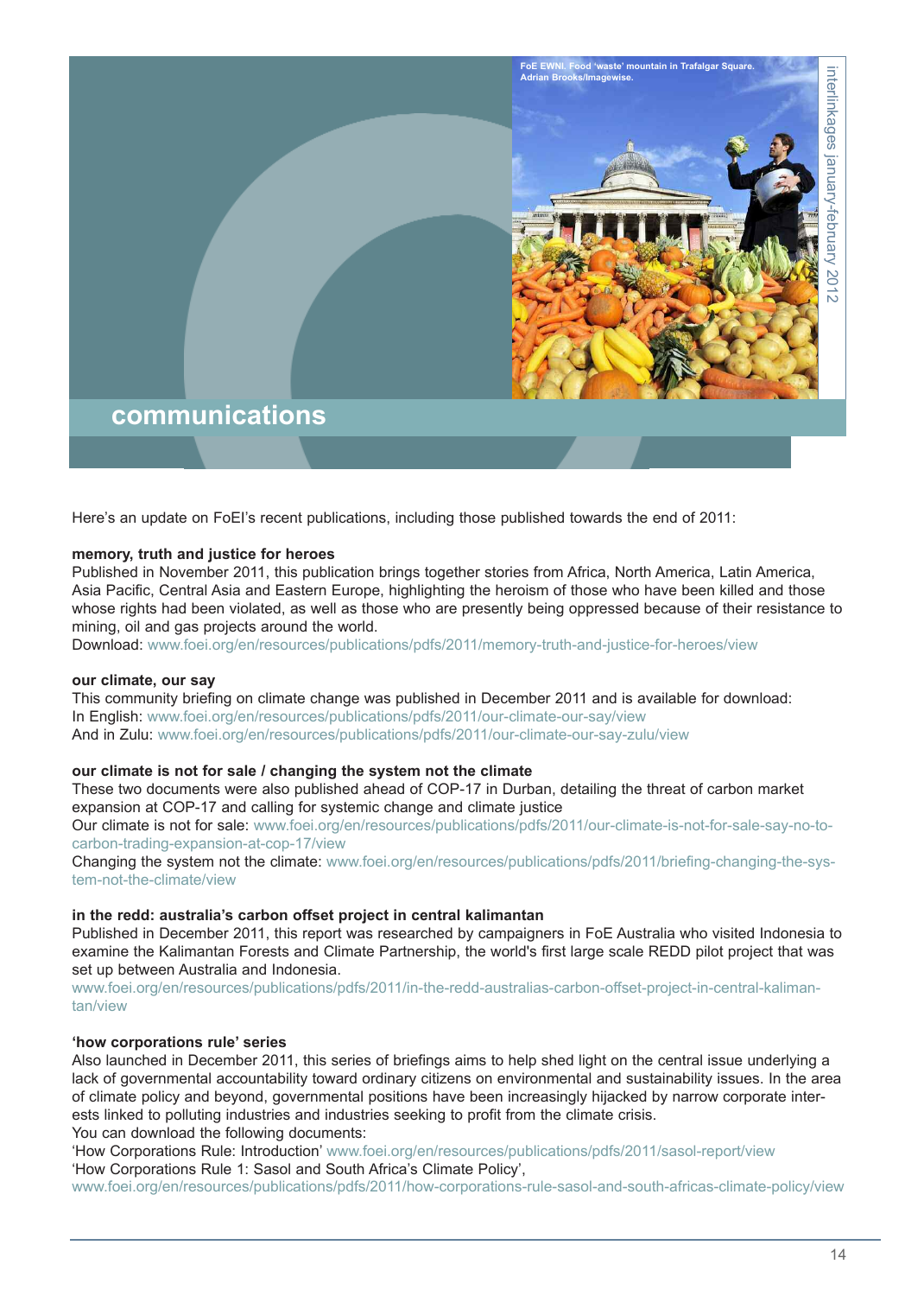FoE EWNI. Food 'waste' mountain in Trafalgar Square. Adrian Brooks/Imagewise.

# communications

Here's an update on FoEI's recent publications, including those published towards the end of 2011:

**memory, truth and justice for heroes**

Published in November 2011, this publication brings together stories from Africa, North America, Latin America, Asia Pacific, Central Asia and Eastern Europe, highlighting the heroism of those who have been killed and those whose rights had been violated, as well as those who are presently being oppressed because of their resistance to mining, oil and gas projects around the world.
Download: www.foei.org/en/resources/publications/pdfs/2011/memory-truth-and-justice-for-heroes/view

**our climate, our say**

This community briefing on climate change was published in December 2011 and is available for download:
In English: www.foei.org/en/resources/publications/pdfs/2011/our-climate-our-say/view
And in Zulu: www.foei.org/en/resources/publications/pdfs/2011/our-climate-our-say-zulu/view

**our climate is not for sale / changing the system not the climate**

These two documents were also published ahead of COP-17 in Durban, detailing the threat of carbon market expansion at COP-17 and calling for systemic change and climate justice
Our climate is not for sale: www.foei.org/en/resources/publications/pdfs/2011/our-climate-is-not-for-sale-say-no-to-carbon-trading-expansion-at-cop-17/view
Changing the system not the climate: www.foei.org/en/resources/publications/pdfs/2011/briefing-changing-the-system-not-the-climate/view

**in the redd: australia's carbon offset project in central kalimantan**

Published in December 2011, this report was researched by campaigners in FoE Australia who visited Indonesia to examine the Kalimantan Forests and Climate Partnership, the world's first large scale REDD pilot project that was set up between Australia and Indonesia.
www.foei.org/en/resources/publications/pdfs/2011/in-the-redd-australias-carbon-offset-project-in-central-kalimantan/view

**'how corporations rule' series**

Also launched in December 2011, this series of briefings aims to help shed light on the central issue underlying a lack of governmental accountability toward ordinary citizens on environmental and sustainability issues. In the area of climate policy and beyond, governmental positions have been increasingly hijacked by narrow corporate interests linked to polluting industries and industries seeking to profit from the climate crisis.
You can download the following documents:
'How Corporations Rule: Introduction' www.foei.org/en/resources/publications/pdfs/2011/sasol-report/view
'How Corporations Rule 1: Sasol and South Africa's Climate Policy',
www.foei.org/en/resources/publications/pdfs/2011/how-corporations-rule-sasol-and-south-africas-climate-policy/view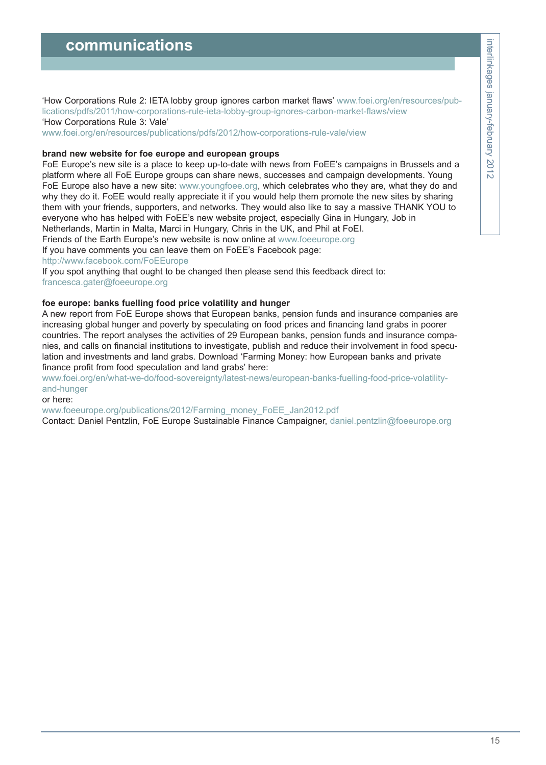# communications

'How Corporations Rule 2: IETA lobby group ignores carbon market flaws' www.foei.org/en/resources/publications/pdfs/2011/how-corporations-rule-ieta-lobby-group-ignores-carbon-market-flaws/view
'How Corporations Rule 3: Vale'
www.foei.org/en/resources/publications/pdfs/2012/how-corporations-rule-vale/view

**brand new website for foe europe and european groups**

FoE Europe's new site is a place to keep up-to-date with news from FoEE's campaigns in Brussels and a platform where all FoE Europe groups can share news, successes and campaign developments. Young FoE Europe also have a new site: www.youngfoee.org, which celebrates who they are, what they do and why they do it. FoEE would really appreciate it if you would help them promote the new sites by sharing them with your friends, supporters, and networks. They would also like to say a massive THANK YOU to everyone who has helped with FoEE's new website project, especially Gina in Hungary, Job in Netherlands, Martin in Malta, Marci in Hungary, Chris in the UK, and Phil at FoEI.
Friends of the Earth Europe's new website is now online at www.foeeurope.org
If you have comments you can leave them on FoEE's Facebook page:
http://www.facebook.com/FoEEurope
If you spot anything that ought to be changed then please send this feedback direct to:
francesca.gater@foeeurope.org

**foe europe: banks fuelling food price volatility and hunger**

A new report from FoE Europe shows that European banks, pension funds and insurance companies are increasing global hunger and poverty by speculating on food prices and financing land grabs in poorer countries. The report analyses the activities of 29 European banks, pension funds and insurance companies, and calls on financial institutions to investigate, publish and reduce their involvement in food speculation and investments and land grabs. Download 'Farming Money: how European banks and private finance profit from food speculation and land grabs' here:
www.foei.org/en/what-we-do/food-sovereignty/latest-news/european-banks-fuelling-food-price-volatility-and-hunger
or here:
www.foeeurope.org/publications/2012/Farming_money_FoEE_Jan2012.pdf
Contact: Daniel Pentzlin, FoE Europe Sustainable Finance Campaigner, daniel.pentzlin@foeeurope.org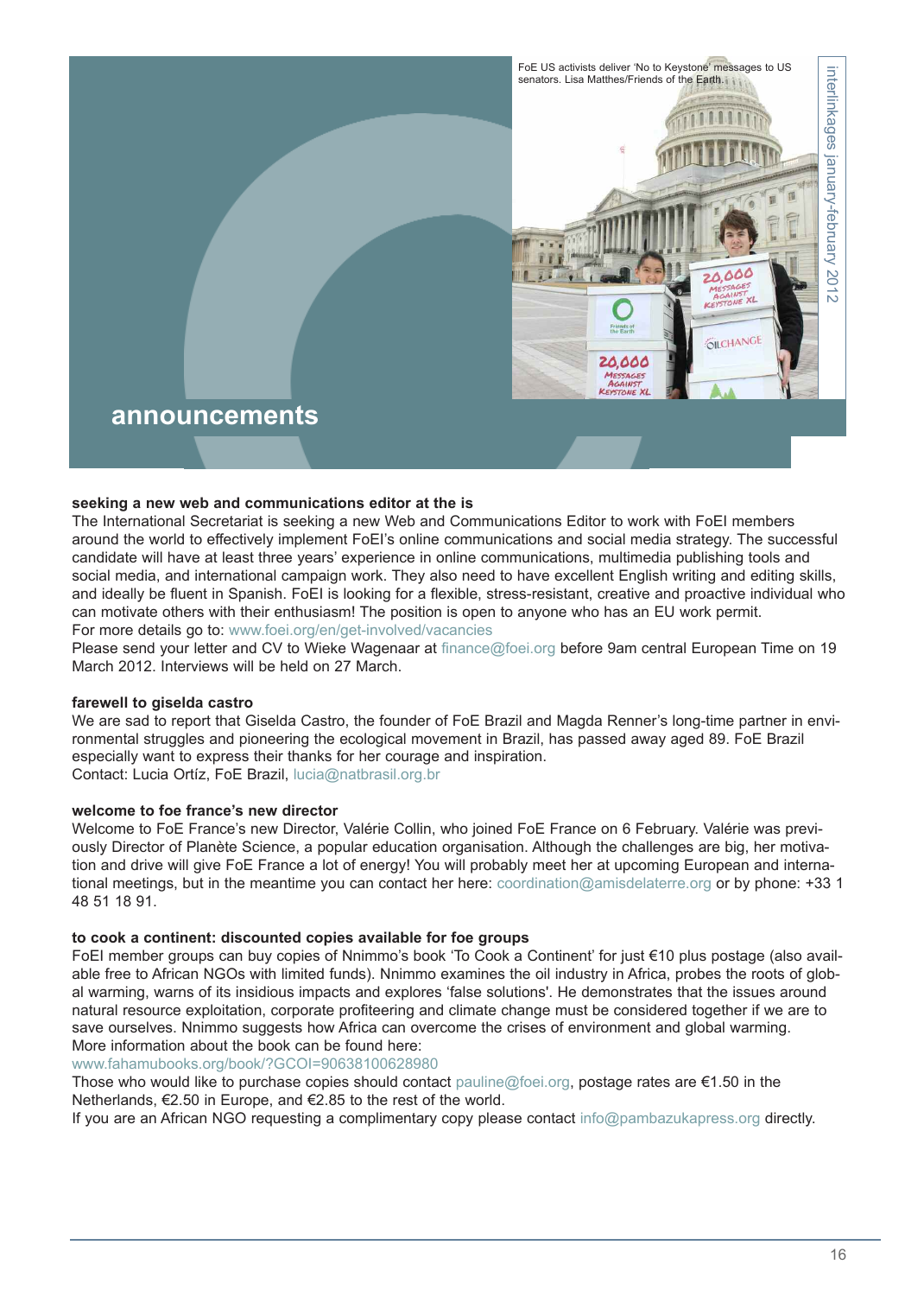FoE US activists deliver 'No to Keystone' messages to US senators. Lisa Matthes/Friends of the Earth.

# announcements

**seeking a new web and communications editor at the is**

The International Secretariat is seeking a new Web and Communications Editor to work with FoEI members around the world to effectively implement FoEI's online communications and social media strategy. The successful candidate will have at least three years' experience in online communications, multimedia publishing tools and social media, and international campaign work. They also need to have excellent English writing and editing skills, and ideally be fluent in Spanish. FoEI is looking for a flexible, stress-resistant, creative and proactive individual who can motivate others with their enthusiasm! The position is open to anyone who has an EU work permit.
For more details go to: www.foei.org/en/get-involved/vacancies
Please send your letter and CV to Wieke Wagenaar at finance@foei.org before 9am central European Time on 19 March 2012. Interviews will be held on 27 March.

**farewell to giselda castro**

We are sad to report that Giselda Castro, the founder of FoE Brazil and Magda Renner's long-time partner in environmental struggles and pioneering the ecological movement in Brazil, has passed away aged 89. FoE Brazil especially want to express their thanks for her courage and inspiration.
Contact: Lucia Ortíz, FoE Brazil, lucia@natbrasil.org.br

**welcome to foe france's new director**

Welcome to FoE France's new Director, Valérie Collin, who joined FoE France on 6 February. Valérie was previously Director of Planète Science, a popular education organisation. Although the challenges are big, her motivation and drive will give FoE France a lot of energy! You will probably meet her at upcoming European and international meetings, but in the meantime you can contact her here: coordination@amisdelaterre.org or by phone: +33 1 48 51 18 91.

**to cook a continent: discounted copies available for foe groups**

FoEI member groups can buy copies of Nnimmo's book 'To Cook a Continent' for just €10 plus postage (also available free to African NGOs with limited funds). Nnimmo examines the oil industry in Africa, probes the roots of global warming, warns of its insidious impacts and explores 'false solutions'. He demonstrates that the issues around natural resource exploitation, corporate profiteering and climate change must be considered together if we are to save ourselves. Nnimmo suggests how Africa can overcome the crises of environment and global warming.
More information about the book can be found here:
www.fahamubooks.org/book/?GCOI=90638100628980
Those who would like to purchase copies should contact pauline@foei.org, postage rates are €1.50 in the Netherlands, €2.50 in Europe, and €2.85 to the rest of the world.
If you are an African NGO requesting a complimentary copy please contact info@pambazukapress.org directly.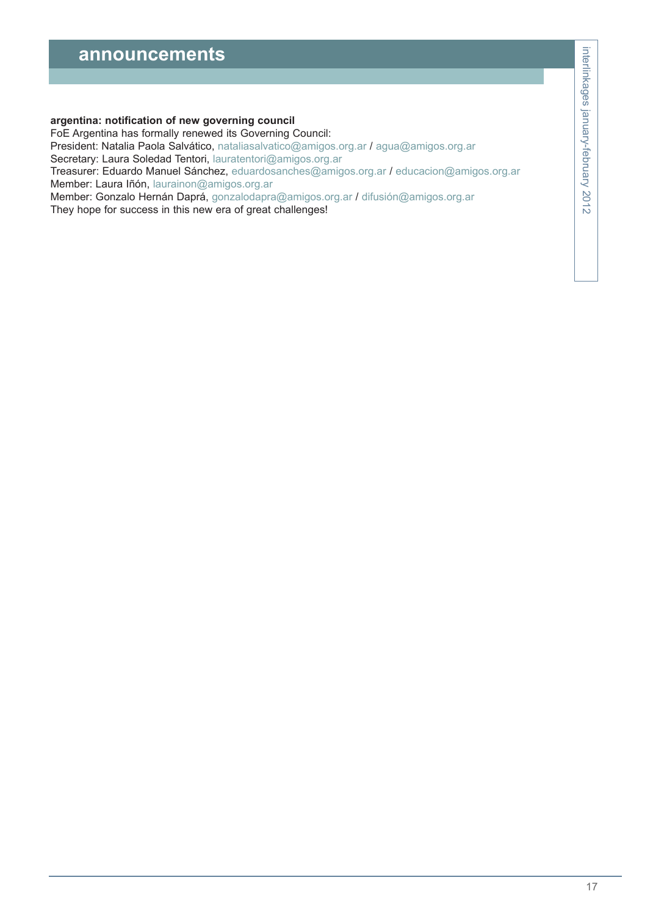# announcements

**argentina: notification of new governing council**

FoE Argentina has formally renewed its Governing Council:
President: Natalia Paola Salvático, nataliasalvatico@amigos.org.ar / agua@amigos.org.ar
Secretary: Laura Soledad Tentori, lauratentori@amigos.org.ar
Treasurer: Eduardo Manuel Sánchez, eduardosanches@amigos.org.ar / educacion@amigos.org.ar
Member: Laura Iñón, laurainon@amigos.org.ar
Member: Gonzalo Hernán Daprá, gonzalodapra@amigos.org.ar / difusión@amigos.org.ar
They hope for success in this new era of great challenges!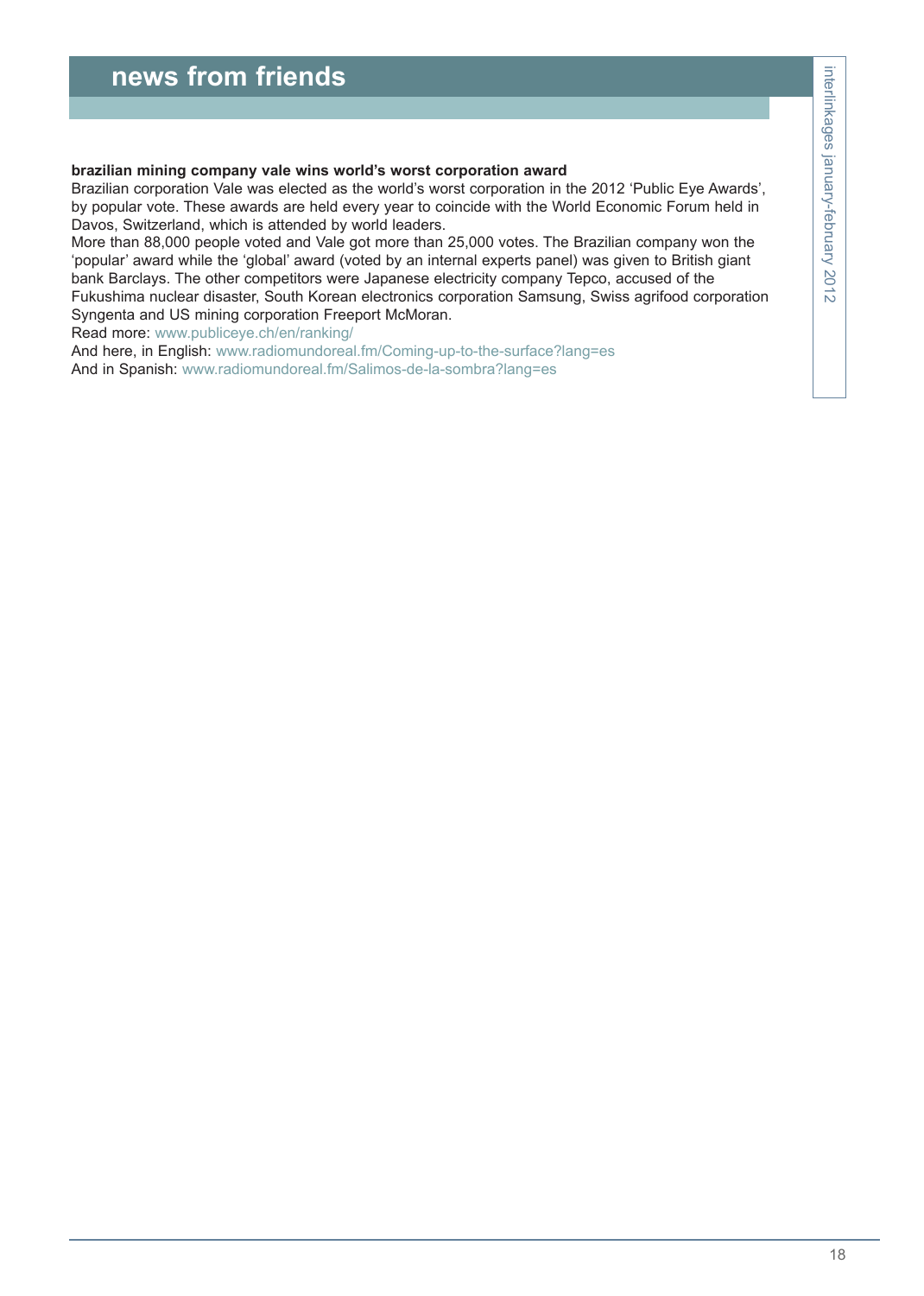# news from friends

**brazilian mining company vale wins world's worst corporation award**

Brazilian corporation Vale was elected as the world's worst corporation in the 2012 'Public Eye Awards', by popular vote. These awards are held every year to coincide with the World Economic Forum held in Davos, Switzerland, which is attended by world leaders.

More than 88,000 people voted and Vale got more than 25,000 votes. The Brazilian company won the 'popular' award while the 'global' award (voted by an internal experts panel) was given to British giant bank Barclays. The other competitors were Japanese electricity company Tepco, accused of the Fukushima nuclear disaster, South Korean electronics corporation Samsung, Swiss agrifood corporation Syngenta and US mining corporation Freeport McMoran.

Read more: www.publiceye.ch/en/ranking/

And here, in English: www.radiomundoreal.fm/Coming-up-to-the-surface?lang=es

And in Spanish: www.radiomundoreal.fm/Salimos-de-la-sombra?lang=es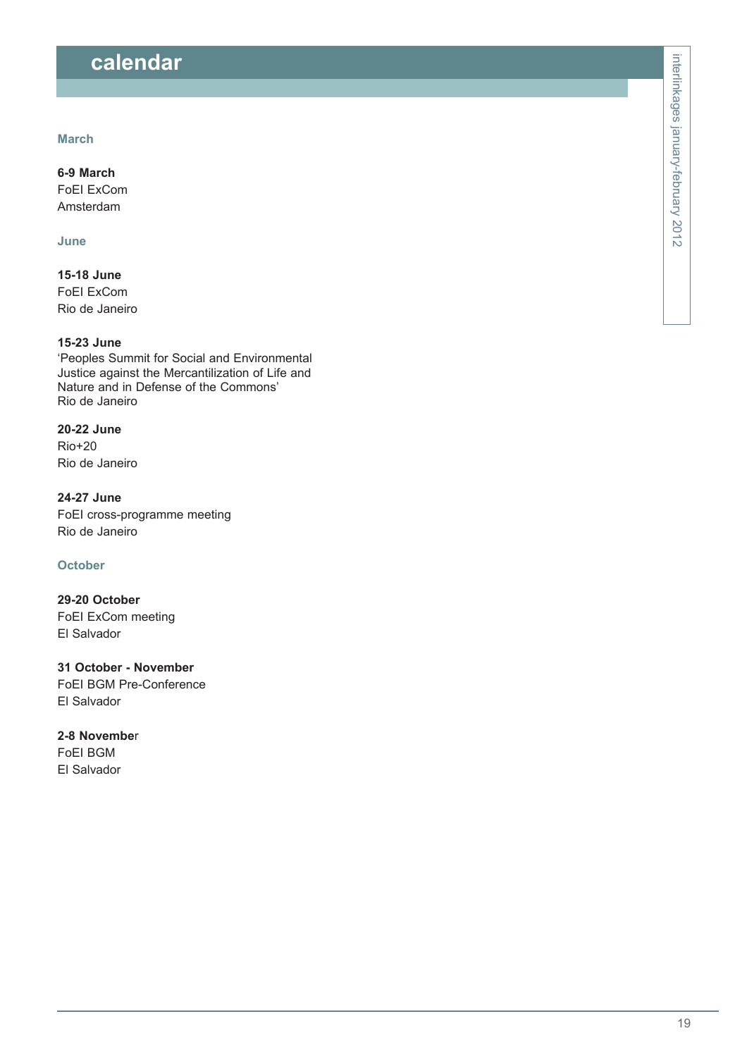# calendar

## March

**6-9 March**
FoEI ExCom
Amsterdam

## June

**15-18 June**
FoEI ExCom
Rio de Janeiro

**15-23 June**
'Peoples Summit for Social and Environmental Justice against the Mercantilization of Life and Nature and in Defense of the Commons'
Rio de Janeiro

**20-22 June**
Rio+20
Rio de Janeiro

**24-27 June**
FoEI cross-programme meeting
Rio de Janeiro

## October

**29-20 October**
FoEI ExCom meeting
El Salvador

**31 October - November**
FoEI BGM Pre-Conference
El Salvador

**2-8 November**
FoEI BGM
El Salvador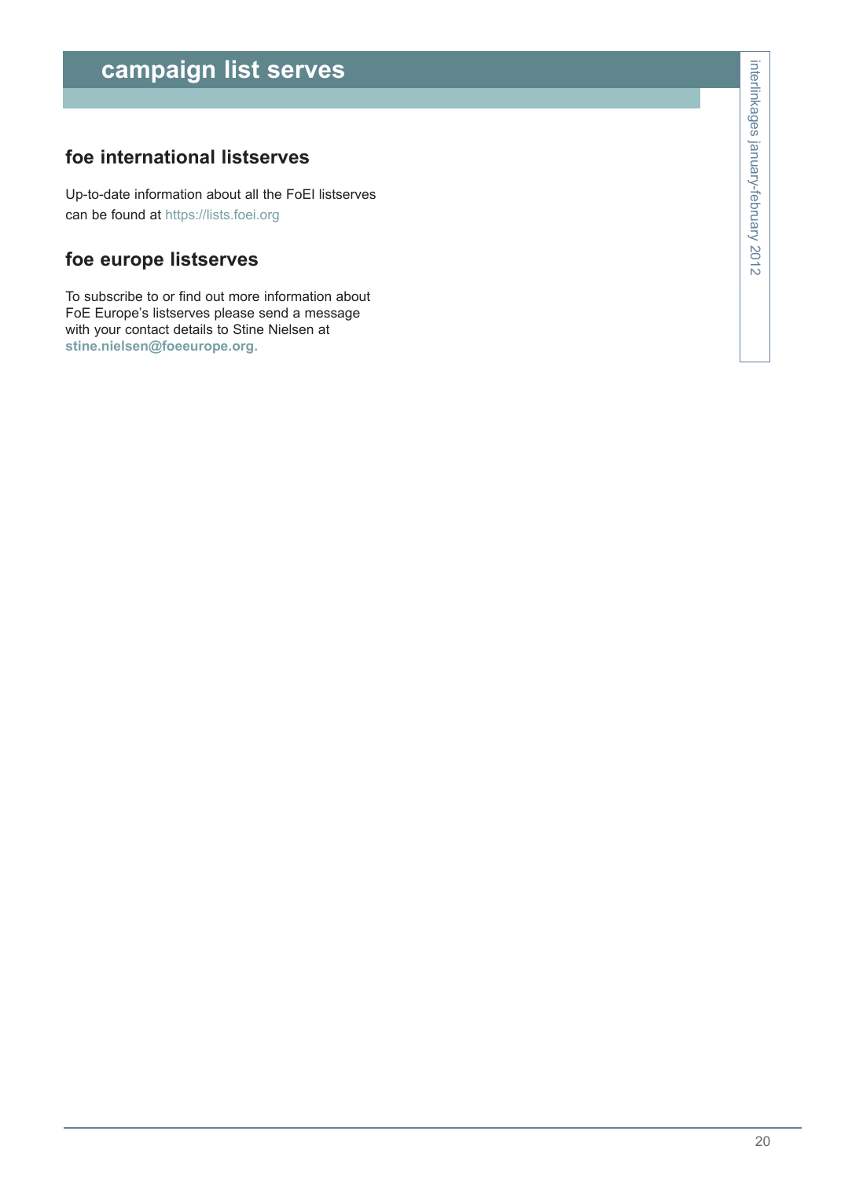# campaign list serves

## foe international listserves

Up-to-date information about all the FoEI listserves can be found at https://lists.foei.org

## foe europe listserves

To subscribe to or find out more information about FoE Europe's listserves please send a message with your contact details to Stine Nielsen at **stine.nielsen@foeeurope.org.**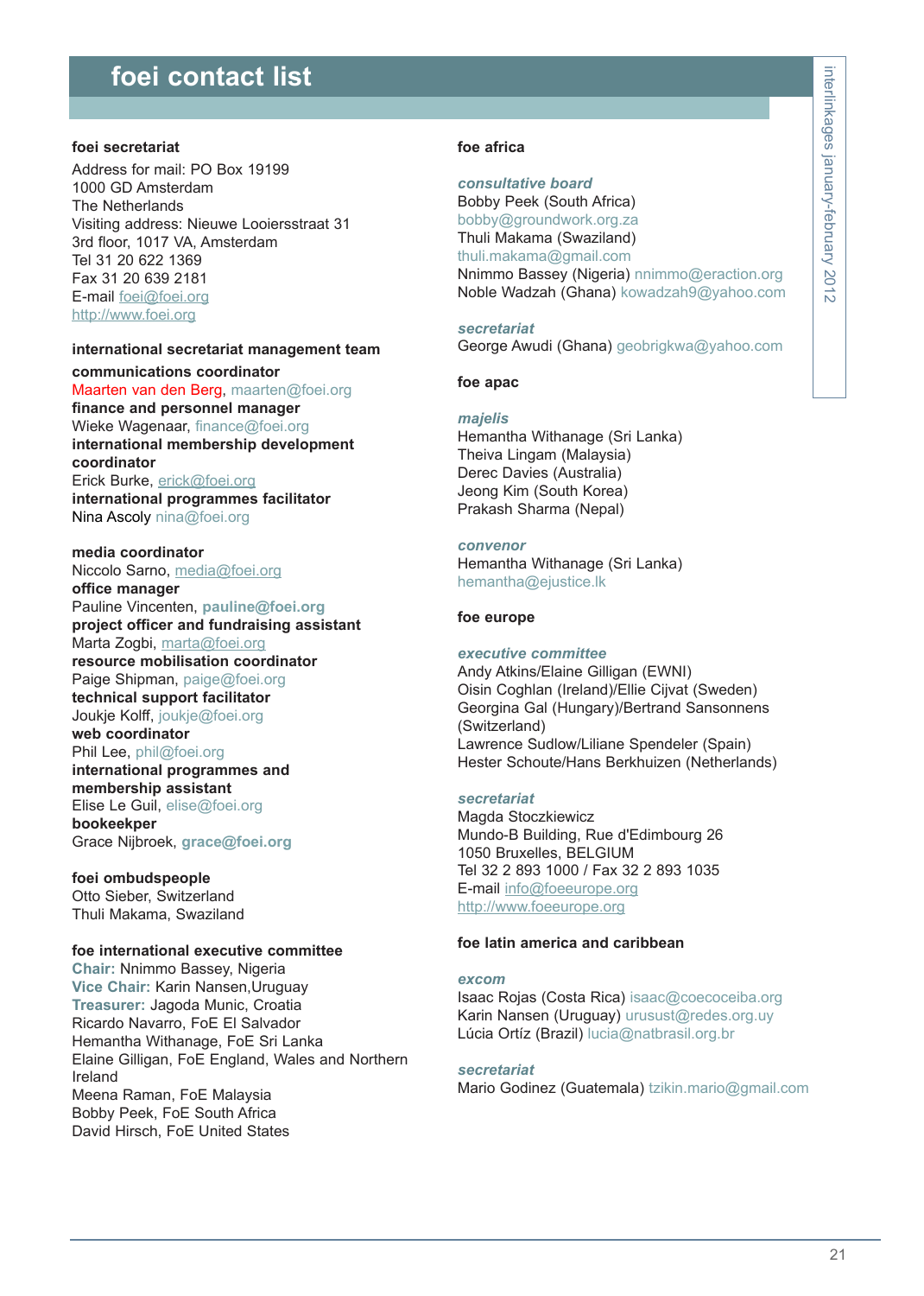# foei contact list

**foei secretariat**

Address for mail: PO Box 19199
1000 GD Amsterdam
The Netherlands
Visiting address: Nieuwe Looiersstraat 31
3rd floor, 1017 VA, Amsterdam
Tel 31 20 622 1369
Fax 31 20 639 2181
E-mail foei@foei.org
http://www.foei.org

**international secretariat management team**

**communications coordinator**
Maarten van den Berg, maarten@foei.org
**finance and personnel manager**
Wieke Wagenaar, finance@foei.org
**international membership development coordinator**
Erick Burke, erick@foei.org
**international programmes facilitator**
Nina Ascoly nina@foei.org

**media coordinator**
Niccolo Sarno, media@foei.org
**office manager**
Pauline Vincenten, **pauline@foei.org**
**project officer and fundraising assistant**
Marta Zogbi, marta@foei.org
**resource mobilisation coordinator**
Paige Shipman, paige@foei.org
**technical support facilitator**
Joukje Kolff, joukje@foei.org
**web coordinator**
Phil Lee, phil@foei.org
**international programmes and membership assistant**
Elise Le Guil, elise@foei.org
**bookeekper**
Grace Nijbroek, **grace@foei.org**

**foei ombudspeople**

Otto Sieber, Switzerland
Thuli Makama, Swaziland

**foe international executive committee**

**Chair:** Nnimmo Bassey, Nigeria
**Vice Chair:** Karin Nansen,Uruguay
**Treasurer:** Jagoda Munic, Croatia
Ricardo Navarro, FoE El Salvador
Hemantha Withanage, FoE Sri Lanka
Elaine Gilligan, FoE England, Wales and Northern Ireland
Meena Raman, FoE Malaysia
Bobby Peek, FoE South Africa
David Hirsch, FoE United States

**foe africa**

***consultative board***
Bobby Peek (South Africa)
bobby@groundwork.org.za
Thuli Makama (Swaziland)
thuli.makama@gmail.com
Nnimmo Bassey (Nigeria) nnimmo@eraction.org
Noble Wadzah (Ghana) kowadzah9@yahoo.com

***secretariat***
George Awudi (Ghana) geobrigkwa@yahoo.com

**foe apac**

***majelis***
Hemantha Withanage (Sri Lanka)
Theiva Lingam (Malaysia)
Derec Davies (Australia)
Jeong Kim (South Korea)
Prakash Sharma (Nepal)

***convenor***
Hemantha Withanage (Sri Lanka)
hemantha@ejustice.lk

**foe europe**

***executive committee***
Andy Atkins/Elaine Gilligan (EWNI)
Oisin Coghlan (Ireland)/Ellie Cijvat (Sweden)
Georgina Gal (Hungary)/Bertrand Sansonnens (Switzerland)
Lawrence Sudlow/Liliane Spendeler (Spain)
Hester Schoute/Hans Berkhuizen (Netherlands)

***secretariat***
Magda Stoczkiewicz
Mundo-B Building, Rue d'Edimbourg 26
1050 Bruxelles, BELGIUM
Tel 32 2 893 1000 / Fax 32 2 893 1035
E-mail info@foeeurope.org
http://www.foeeurope.org

**foe latin america and caribbean**

***excom***
Isaac Rojas (Costa Rica) isaac@coecoceiba.org
Karin Nansen (Uruguay) urusust@redes.org.uy
Lúcia Ortíz (Brazil) lucia@natbrasil.org.br

***secretariat***
Mario Godinez (Guatemala) tzikin.mario@gmail.com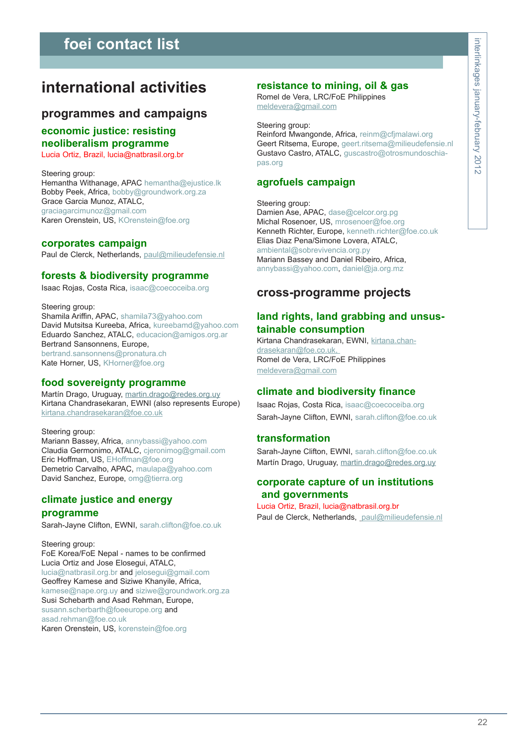# foei contact list

## international activities

### programmes and campaigns

#### economic justice: resisting neoliberalism programme

Lucia Ortiz, Brazil, lucia@natbrasil.org.br

Steering group:
Hemantha Withanage, APAC hemantha@ejustice.lk
Bobby Peek, Africa, bobby@groundwork.org.za
Grace Garcia Munoz, ATALC, graciagarcimunoz@gmail.com
Karen Orenstein, US, KOrenstein@foe.org

#### corporates campaign

Paul de Clerck, Netherlands, paul@milieudefensie.nl

#### forests & biodiversity programme

Isaac Rojas, Costa Rica, isaac@coecoceiba.org

Steering group:
Shamila Ariffin, APAC, shamila73@yahoo.com
David Mutsitsa Kureeba, Africa, kureebamd@yahoo.com
Eduardo Sanchez, ATALC, educacion@amigos.org.ar
Bertrand Sansonnens, Europe, bertrand.sansonnens@pronatura.ch
Kate Horner, US, KHorner@foe.org

#### food sovereignty programme

Martín Drago, Uruguay, martin.drago@redes.org.uy
Kirtana Chandrasekaran, EWNI (also represents Europe) kirtana.chandrasekaran@foe.co.uk

Steering group:
Mariann Bassey, Africa, annybassi@yahoo.com
Claudia Germonimo, ATALC, cjeronimog@gmail.com
Eric Hoffman, US, EHoffman@foe.org
Demetrio Carvalho, APAC, maulapa@yahoo.com
David Sanchez, Europe, omg@tierra.org

#### climate justice and energy programme

Sarah-Jayne Clifton, EWNI, sarah.clifton@foe.co.uk

Steering group:
FoE Korea/FoE Nepal - names to be confirmed
Lucia Ortiz and Jose Elosegui, ATALC, lucia@natbrasil.org.br and jelosegui@gmail.com
Geoffrey Kamese and Siziwe Khanyile, Africa, kamese@nape.org.uy and siziwe@groundwork.org.za
Susi Schebarth and Asad Rehman, Europe, susann.scherbarth@foeeurope.org and asad.rehman@foe.co.uk
Karen Orenstein, US, korenstein@foe.org

#### resistance to mining, oil & gas

Romel de Vera, LRC/FoE Philippines
meldevera@gmail.com

Steering group:
Reinford Mwangonde, Africa, reinm@cfjmalawi.org
Geert Ritsema, Europe, geert.ritsema@milieudefensie.nl
Gustavo Castro, ATALC, guscastro@otrosmundoschiapas.org

#### agrofuels campaign

Steering group:
Damien Ase, APAC, dase@celcor.org.pg
Michal Rosenoer, US, mrosenoer@foe.org
Kenneth Richter, Europe, kenneth.richter@foe.co.uk
Elias Diaz Pena/Simone Lovera, ATALC, ambiental@sobrevivencia.org.py
Mariann Bassey and Daniel Ribeiro, Africa, annybassi@yahoo.com, daniel@ja.org.mz

### cross-programme projects

#### land rights, land grabbing and unsustainable consumption

Kirtana Chandrasekaran, EWNI, kirtana.chandrasekaran@foe.co.uk,
Romel de Vera, LRC/FoE Philippines
meldevera@gmail.com

#### climate and biodiversity finance

Isaac Rojas, Costa Rica, isaac@coecoceiba.org
Sarah-Jayne Clifton, EWNI, sarah.clifton@foe.co.uk

#### transformation

Sarah-Jayne Clifton, EWNI, sarah.clifton@foe.co.uk
Martín Drago, Uruguay, martin.drago@redes.org.uy

#### corporate capture of un institutions and governments

Lucia Ortiz, Brazil, lucia@natbrasil.org.br
Paul de Clerck, Netherlands, paul@milieudefensie.nl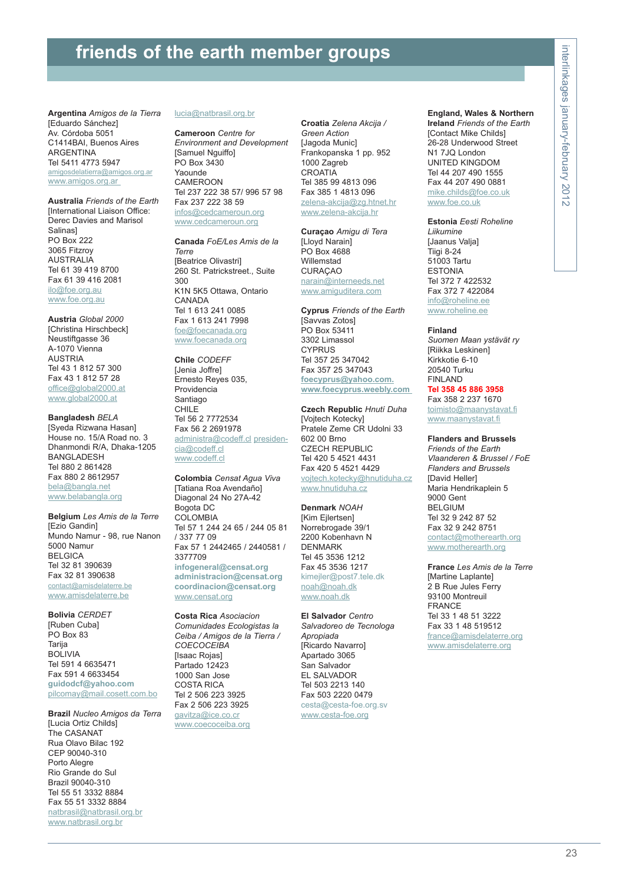# friends of the earth member groups

**Argentina** *Amigos de la Tierra*
[Eduardo Sánchez]
Av. Córdoba 5051
C1414BAI, Buenos Aires
ARGENTINA
Tel 5411 4773 5947
amigosdelatierra@amigos.org.ar
www.amigos.org.ar

**Australia** *Friends of the Earth*
[International Liaison Office: Derec Davies and Marisol Salinas]
PO Box 222
3065 Fitzroy
AUSTRALIA
Tel 61 39 419 8700
Fax 61 39 416 2081
ilo@foe.org.au
www.foe.org.au

**Austria** *Global 2000*
[Christina Hirschbeck]
Neustiftgasse 36
A-1070 Vienna
AUSTRIA
Tel 43 1 812 57 300
Fax 43 1 812 57 28
office@global2000.at
www.global2000.at

**Bangladesh** *BELA*
[Syeda Rizwana Hasan]
House no. 15/A Road no. 3
Dhanmondi R/A, Dhaka-1205
BANGLADESH
Tel 880 2 861428
Fax 880 2 8612957
bela@bangla.net
www.belabangla.org

**Belgium** *Les Amis de la Terre*
[Ezio Gandin]
Mundo Namur - 98, rue Nanon
5000 Namur
BELGICA
Tel 32 81 390639
Fax 32 81 390638
contact@amisdelaterre.be
www.amisdelaterre.be

**Bolivia** *CERDET*
[Ruben Cuba]
PO Box 83
Tarija
BOLIVIA
Tel 591 4 6635471
Fax 591 4 6633454
guidodcf@yahoo.com
pilcomay@mail.cosett.com.bo

**Brazil** *Nucleo Amigos da Terra*
[Lucia Ortiz Childs]
The CASANAT
Rua Olavo Bilac 192
CEP 90040-310
Porto Alegre
Rio Grande do Sul
Brazil 90040-310
Tel 55 51 3332 8884
Fax 55 51 3332 8884
natbrasil@natbrasil.org.br
www.natbrasil.org.br
lucia@natbrasil.org.br

**Cameroon** *Centre for Environment and Development*
[Samuel Nguiffo]
PO Box 3430
Yaounde
CAMEROON
Tel 237 222 38 57/ 996 57 98
Fax 237 222 38 59
infos@cedcameroun.org
www.cedcameroun.org

**Canada** *FoE/Les Amis de la Terre*
[Beatrice Olivastri]
260 St. Patrickstreet., Suite 300
K1N 5K5 Ottawa, Ontario
CANADA
Tel 1 613 241 0085
Fax 1 613 241 7998
foe@foecanada.org
www.foecanada.org

**Chile** *CODEFF*
[Jenia Joffre]
Ernesto Reyes 035,
Providencia
Santiago
CHILE
Tel 56 2 7772534
Fax 56 2 2691978
administra@codeff.cl presidencia@codeff.cl
www.codeff.cl

**Colombia** *Censat Agua Viva*
[Tatiana Roa Avendaño]
Diagonal 24 No 27A-42
Bogota DC
COLOMBIA
Tel 57 1 244 24 65 / 244 05 81 / 337 77 09
Fax 57 1 2442465 / 2440581 / 3377709
infogeneral@censat.org
administracion@censat.org
coordinacion@censat.org
www.censat.org

**Costa Rica** *Asociacion Comunidades Ecologistas la Ceiba / Amigos de la Tierra / COECOCEIBA*
[Isaac Rojas]
Partado 12423
1000 San Jose
COSTA RICA
Tel 2 506 223 3925
Fax 2 506 223 3925
gavitza@ice.co.cr
www.coecoceiba.org

**Croatia** *Zelena Akcija / Green Action*
[Jagoda Munic]
Frankopanska 1 pp. 952
1000 Zagreb
CROATIA
Tel 385 99 4813 096
Fax 385 1 4813 096
zelena-akcija@zg.htnet.hr
www.zelena-akcija.hr

**Curaçao** *Amigu di Tera*
[Lloyd Narain]
PO Box 4688
Willemstad
CURAÇAO
narain@interneeds.net
www.amiguditera.com

**Cyprus** *Friends of the Earth*
[Savvas Zotos]
PO Box 53411
3302 Limassol
CYPRUS
Tel 357 25 347042
Fax 357 25 347043
foecyprus@yahoo.com.
www.foecyprus.weebly.com

**Czech Republic** *Hnutí Duha*
[Vojtech Kotecky]
Pratele Zeme CR Udolni 33
602 00 Brno
CZECH REPUBLIC
Tel 420 5 4521 4431
Fax 420 5 4521 4429
vojtech.kotecky@hnutiduha.cz
www.hnutiduha.cz

**Denmark** *NOAH*
[Kim Ejlertsen]
Norrebrogade 39/1
2200 Kobenhavn N
DENMARK
Tel 45 3536 1212
Fax 45 3536 1217
kimejler@post7.tele.dk
noah@noah.dk
www.noah.dk

**El Salvador** *Centro Salvadoreo de Tecnologa Apropiada*
[Ricardo Navarro]
Apartado 3065
San Salvador
EL SALVADOR
Tel 503 2213 140
Fax 503 2220 0479
cesta@cesta-foe.org.sv
www.cesta-foe.org

**England, Wales & Northern Ireland** *Friends of the Earth*
[Contact Mike Childs]
26-28 Underwood Street
N1 7JQ London
UNITED KINGDOM
Tel 44 207 490 1555
Fax 44 207 490 0881
mike.childs@foe.co.uk
www.foe.co.uk

**Estonia** *Eesti Roheline Liikumine*
[Jaanus Valja]
Tiigi 8-24
51003 Tartu
ESTONIA
Tel 372 7 422532
Fax 372 7 422084
info@roheline.ee
www.roheline.ee

**Finland**
*Suomen Maan ystävät ry*
[Riikka Leskinen]
Kirkkotie 6-10
20540 Turku
FINLAND
Tel 358 45 886 3958
Fax 358 2 237 1670
toimisto@maanystavat.fi
www.maanystavat.fi

**Flanders and Brussels**
*Friends of the Earth Vlaanderen & Brussel / FoE Flanders and Brussels*
[David Heller]
Maria Hendrikaplein 5
9000 Gent
BELGIUM
Tel 32 9 242 87 52
Fax 32 9 242 8751
contact@motherearth.org
www.motherearth.org

**France** *Les Amis de la Terre*
[Martine Laplante]
2 B Rue Jules Ferry
93100 Montreuil
FRANCE
Tel 33 1 48 51 3222
Fax 33 1 48 519512
france@amisdelaterre.org
www.amisdelaterre.org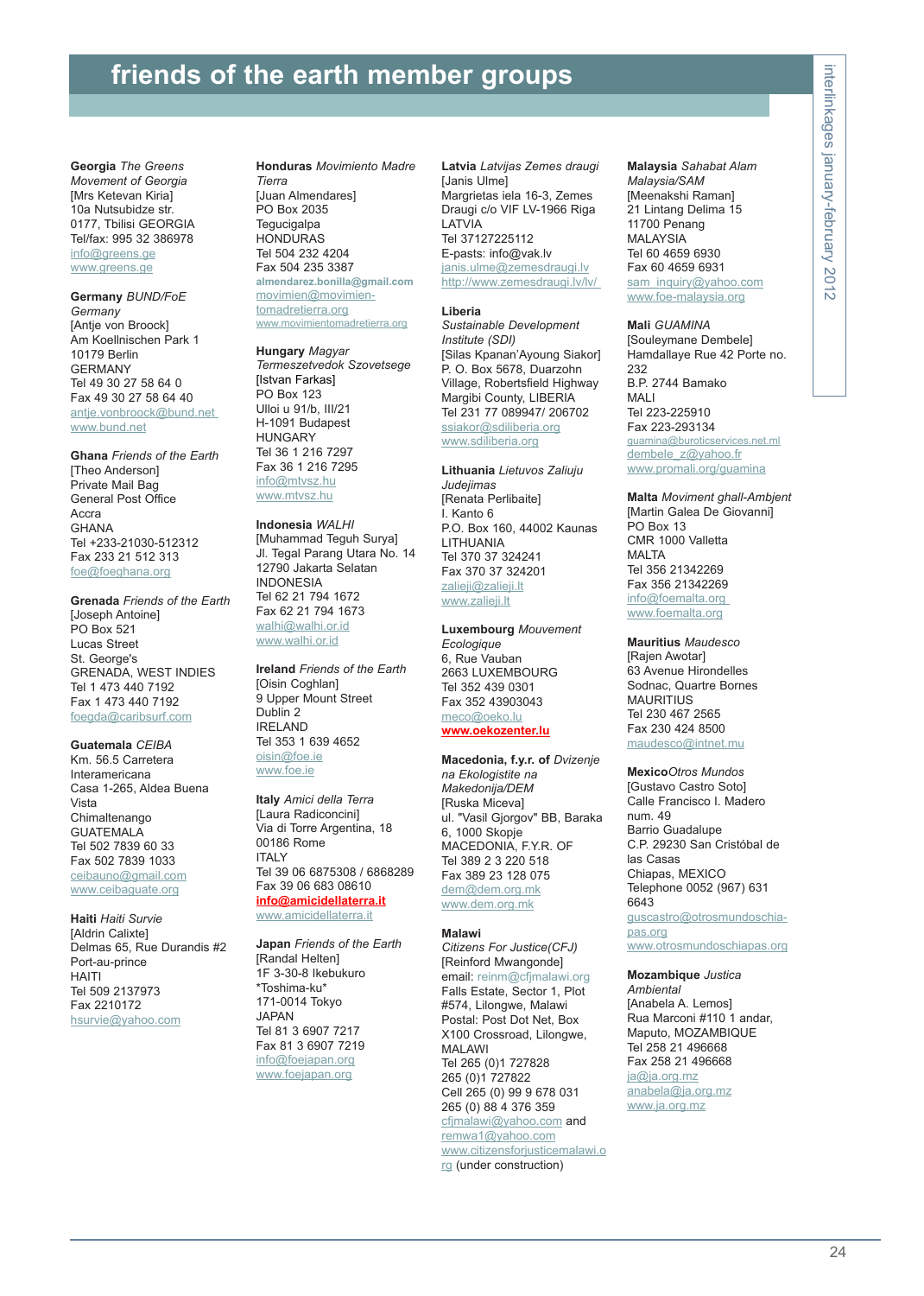# friends of the earth member groups

**Georgia** *The Greens Movement of Georgia*
[Mrs Ketevan Kiria]
10a Nutsubidze str.
0177, Tbilisi GEORGIA
Tel/fax: 995 32 386978
info@greens.ge
www.greens.ge

**Germany** *BUND/FoE Germany*
[Antje von Broock]
Am Koellnischen Park 1
10179 Berlin
GERMANY
Tel 49 30 27 58 64 0
Fax 49 30 27 58 64 40
antje.vonbroock@bund.net
www.bund.net

**Ghana** *Friends of the Earth*
[Theo Anderson]
Private Mail Bag
General Post Office
Accra
GHANA
Tel +233-21030-512312
Fax 233 21 512 313
foe@foeghana.org

**Grenada** *Friends of the Earth*
[Joseph Antoine]
PO Box 521
Lucas Street
St. George's
GRENADA, WEST INDIES
Tel 1 473 440 7192
Fax 1 473 440 7192
foegda@caribsurf.com

**Guatemala** *CEIBA*
Km. 56.5 Carretera Interamericana
Casa 1-265, Aldea Buena Vista
Chimaltenango
GUATEMALA
Tel 502 7839 60 33
Fax 502 7839 1033
ceibauno@gmail.com
www.ceibaguate.org

**Haiti** *Haiti Survie*
[Aldrin Calixte]
Delmas 65, Rue Durandis #2
Port-au-prince
HAITI
Tel 509 2137973
Fax 2210172
hsurvie@yahoo.com

**Honduras** *Movimiento Madre Tierra*
[Juan Almendares]
PO Box 2035
Tegucigalpa
HONDURAS
Tel 504 232 4204
Fax 504 235 3387
almendarez.bonilla@gmail.com
movimien@movimien-tomadretierra.org
www.movimientomadretierra.org

**Hungary** *Magyar Termeszetvedok Szovetsege*
[Istvan Farkas]
PO Box 123
Ulloi u 91/b, III/21
H-1091 Budapest
HUNGARY
Tel 36 1 216 7297
Fax 36 1 216 7295
info@mtvsz.hu
www.mtvsz.hu

**Indonesia** *WALHI*
[Muhammad Teguh Surya]
Jl. Tegal Parang Utara No. 14
12790 Jakarta Selatan
INDONESIA
Tel 62 21 794 1672
Fax 62 21 794 1673
walhi@walhi.or.id
www.walhi.or.id

**Ireland** *Friends of the Earth*
[Oisin Coghlan]
9 Upper Mount Street
Dublin 2
IRELAND
Tel 353 1 639 4652
oisin@foe.ie
www.foe.ie

**Italy** *Amici della Terra*
[Laura Radiconcini]
Via di Torre Argentina, 18
00186 Rome
ITALY
Tel 39 06 6875308 / 6868289
Fax 39 06 683 08610
**info@amicidellaterra.it**
www.amicidellaterra.it

**Japan** *Friends of the Earth*
[Randal Helten]
1F 3-30-8 Ikebukuro
*Toshima-ku*
171-0014 Tokyo
JAPAN
Tel 81 3 6907 7217
Fax 81 3 6907 7219
info@foejapan.org
www.foejapan.org

**Latvia** *Latvijas Zemes draugi*
[Janis Ulme]
Margrietas iela 16-3, Zemes Draugi c/o VIF LV-1966 Riga
LATVIA
Tel 37127225112
E-pasts: info@vak.lv
janis.ulme@zemesdraugi.lv
http://www.zemesdraugi.lv/lv/

**Liberia**
*Sustainable Development Institute (SDI)*
[Silas Kpanan'Ayoung Siakor]
P. O. Box 5678, Duarzohn Village, Robertsfield Highway
Margibi County, LIBERIA
Tel 231 77 089947/ 206702
ssiakor@sdiliberia.org
www.sdiliberia.org

**Lithuania** *Lietuvos Zaliuju Judejimas*
[Renata Perlibaite]
I. Kanto 6
P.O. Box 160, 44002 Kaunas
LITHUANIA
Tel 370 37 324241
Fax 370 37 324201
zalieji@zalieji.lt
www.zalieji.lt

**Luxembourg** *Mouvement Ecologique*
6, Rue Vauban
2663 LUXEMBOURG
Tel 352 439 0301
Fax 352 43903043
meco@oeko.lu
**www.oekozenter.lu**

**Macedonia, f.y.r. of** *Dvizenje na Ekologistite na Makedonija/DEM*
[Ruska Miceva]
ul. "Vasil Gjorgov" BB, Baraka 6, 1000 Skopje
MACEDONIA, F.Y.R. OF
Tel 389 2 3 220 518
Fax 389 23 128 075
dem@dem.org.mk
www.dem.org.mk

**Malawi**
*Citizens For Justice(CFJ)*
[Reinford Mwangonde]
email: reinm@cfjmalawi.org
Falls Estate, Sector 1, Plot #574, Lilongwe, Malawi
Postal: Post Dot Net, Box X100 Crossroad, Lilongwe, MALAWI
Tel 265 (0)1 727828
265 (0)1 727822
Cell 265 (0) 99 9 678 031
265 (0) 88 4 376 359
cfjmalawi@yahoo.com and remwa1@yahoo.com
www.citizensforjusticemalawi.org (under construction)

**Malaysia** *Sahabat Alam Malaysia/SAM*
[Meenakshi Raman]
21 Lintang Delima 15
11700 Penang
MALAYSIA
Tel 60 4659 6930
Fax 60 4659 6931
sam_inquiry@yahoo.com
www.foe-malaysia.org

**Mali** *GUAMINA*
[Souleymane Dembele]
Hamdallaye Rue 42 Porte no. 232
B.P. 2744 Bamako
MALI
Tel 223-225910
Fax 223-293134
guamina@buroticservices.net.ml
dembele_z@yahoo.fr
www.promali.org/guamina

**Malta** *Moviment ghall-Ambjent*
[Martin Galea De Giovanni]
PO Box 13
CMR 1000 Valletta
MALTA
Tel 356 21342269
Fax 356 21342269
info@foemalta.org
www.foemalta.org

**Mauritius** *Maudesco*
[Rajen Awotar]
63 Avenue Hirondelles
Sodnac, Quartre Bornes
MAURITIUS
Tel 230 467 2565
Fax 230 424 8500
maudesco@intnet.mu

**Mexico** *Otros Mundos*
[Gustavo Castro Soto]
Calle Francisco I. Madero num. 49
Barrio Guadalupe
C.P. 29230 San Cristóbal de las Casas
Chiapas, MEXICO
Telephone 0052 (967) 631 6643
guscastro@otrosmundoschia-pas.org
www.otrosmundoschiapas.org

**Mozambique** *Justica Ambiental*
[Anabela A. Lemos]
Rua Marconi #110 1 andar,
Maputo, MOZAMBIQUE
Tel 258 21 496668
Fax 258 21 496668
ja@ja.org.mz
anabela@ja.org.mz
www.ja.org.mz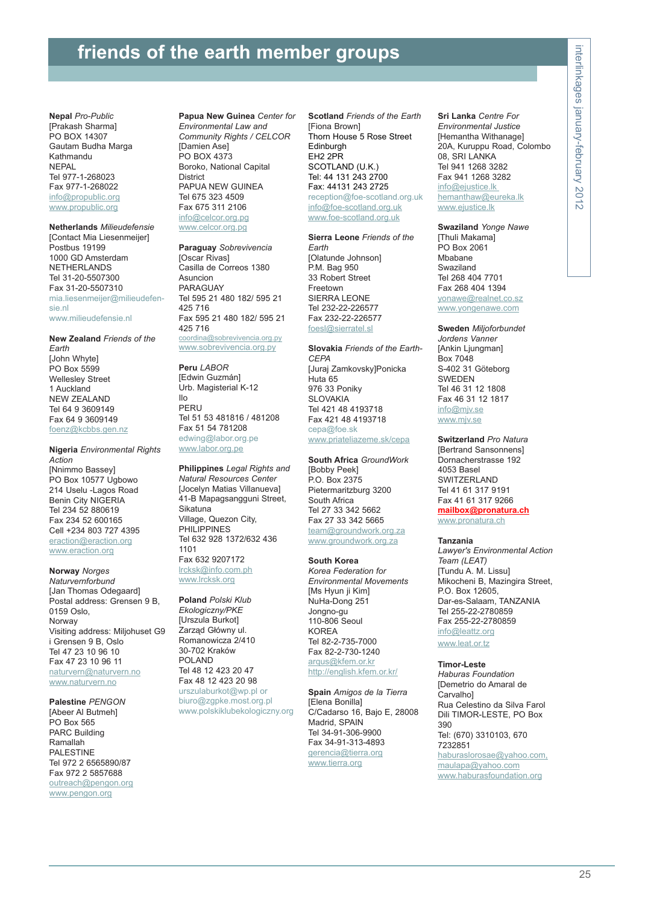# friends of the earth member groups

**Nepal** *Pro-Public*
[Prakash Sharma]
PO BOX 14307
Gautam Budha Marga
Kathmandu
NEPAL
Tel 977-1-268023
Fax 977-1-268022
info@propublic.org
www.propublic.org

**Netherlands** *Milieudefensie*
[Contact Mia Liesenmeijer]
Postbus 19199
1000 GD Amsterdam
NETHERLANDS
Tel 31-20-5507300
Fax 31-20-5507310
mia.liesenmeijer@milieudefensie.nl
www.milieudefensie.nl

**New Zealand** *Friends of the Earth*
[John Whyte]
PO Box 5599
Wellesley Street
1 Auckland
NEW ZEALAND
Tel 64 9 3609149
Fax 64 9 3609149
foenz@kcbbs.gen.nz

**Nigeria** *Environmental Rights Action*
[Nnimmo Bassey]
PO Box 10577 Ugbowo
214 Uselu -Lagos Road
Benin City NIGERIA
Tel 234 52 880619
Fax 234 52 600165
Cell +234 803 727 4395
eraction@eraction.org
www.eraction.org

**Norway** *Norges Naturvernforbund*
[Jan Thomas Odegaard]
Postal address: Grensen 9 B, 0159 Oslo,
Norway
Visiting address: Miljohuset G9 i Grensen 9 B, Oslo
Tel 47 23 10 96 10
Fax 47 23 10 96 11
naturvern@naturvern.no
www.naturvern.no

**Palestine** *PENGON*
[Abeer Al Butmeh]
PO Box 565
PARC Building
Ramallah
PALESTINE
Tel 972 2 6565890/87
Fax 972 2 5857688
outreach@pengon.org
www.pengon.org

**Papua New Guinea** *Center for Environmental Law and Community Rights / CELCOR*
[Damien Ase]
PO BOX 4373
Boroko, National Capital District
PAPUA NEW GUINEA
Tel 675 323 4509
Fax 675 311 2106
info@celcor.org.pg
www.celcor.org.pg

**Paraguay** *Sobrevivencia*
[Oscar Rivas]
Casilla de Correos 1380
Asuncion
PARAGUAY
Tel 595 21 480 182/ 595 21 425 716
Fax 595 21 480 182/ 595 21 425 716
coordina@sobrevivencia.org.py
www.sobrevivencia.org.py

**Peru** *LABOR*
[Edwin Guzmán]
Urb. Magisterial K-12
Ilo
PERU
Tel 51 53 481816 / 481208
Fax 51 54 781208
edwing@labor.org.pe
www.labor.org.pe

**Philippines** *Legal Rights and Natural Resources Center*
[Jocelyn Matias Villanueva]
41-B Mapagsangguni Street, Sikatuna
Village, Quezon City,
PHILIPPINES
Tel 632 928 1372/632 436 1101
Fax 632 9207172
lrcksk@info.com.ph
www.lrcksk.org

**Poland** *Polski Klub Ekologiczny/PKE*
[Urszula Burkot]
Zarząd Główny ul.
Romanowicza 2/410
30-702 Kraków
POLAND
Tel 48 12 423 20 47
Fax 48 12 423 20 98
urszulaburkot@wp.pl or
biuro@zgpke.most.org.pl
www.polskiklubekologiczny.org

**Scotland** *Friends of the Earth*
[Fiona Brown]
Thorn House 5 Rose Street
Edinburgh
EH2 2PR
SCOTLAND (U.K.)
Tel: 44 131 243 2700
Fax: 44131 243 2725
reception@foe-scotland.org.uk
info@foe-scotland.org.uk
www.foe-scotland.org.uk

**Sierra Leone** *Friends of the Earth*
[Olatunde Johnson]
P.M. Bag 950
33 Robert Street
Freetown
SIERRA LEONE
Tel 232-22-226577
Fax 232-22-226577
foesl@sierratel.sl

**Slovakia** *Friends of the Earth-CEPA*
[Juraj Zamkovsky]Ponicka Huta 65
976 33 Poniky
SLOVAKIA
Tel 421 48 4193718
Fax 421 48 4193718
cepa@foe.sk
www.priateliazeme.sk/cepa

**South Africa** *GroundWork*
[Bobby Peek]
P.O. Box 2375
Pietermaritzburg 3200
South Africa
Tel 27 33 342 5662
Fax 27 33 342 5665
team@groundwork.org.za
www.groundwork.org.za

**South Korea**
*Korea Federation for Environmental Movements*
[Ms Hyun ji Kim]
NuHa-Dong 251
Jongno-gu
110-806 Seoul
KOREA
Tel 82-2-735-7000
Fax 82-2-730-1240
arqus@kfem.or.kr
http://english.kfem.or.kr/

**Spain** *Amigos de la Tierra*
[Elena Bonilla]
C/Cadarso 16, Bajo E, 28008
Madrid, SPAIN
Tel 34-91-306-9900
Fax 34-91-313-4893
gerencia@tierra.org
www.tierra.org

**Sri Lanka** *Centre For Environmental Justice*
[Hemantha Withanage]
20A, Kuruppu Road, Colombo 08, SRI LANKA
Tel 941 1268 3282
Fax 941 1268 3282
info@ejustice.lk
hemanthaw@eureka.lk
www.ejustice.lk

**Swaziland** *Yonge Nawe*
[Thuli Makama]
PO Box 2061
Mbabane
Swaziland
Tel 268 404 7701
Fax 268 404 1394
yonawe@realnet.co.sz
www.yongenawe.com

**Sweden** *Miljoforbundet Jordens Vanner*
[Ankin Ljungman]
Box 7048
S-402 31 Göteborg
SWEDEN
Tel 46 31 12 1808
Fax 46 31 12 1817
info@mjv.se
www.mjv.se

**Switzerland** *Pro Natura*
[Bertrand Sansonnens]
Dornacherstrasse 192
4053 Basel
SWITZERLAND
Tel 41 61 317 9191
Fax 41 61 317 9266
**mailbox@pronatura.ch**
www.pronatura.ch

**Tanzania**
*Lawyer's Environmental Action Team (LEAT)*
[Tundu A. M. Lissu]
Mikocheni B, Mazingira Street,
P.O. Box 12605,
Dar-es-Salaam, TANZANIA
Tel 255-22-2780859
Fax 255-22-2780859
info@leattz.org
www.leat.or.tz

**Timor-Leste**
*Haburas Foundation*
[Demetrio do Amaral de Carvalho]
Rua Celestino da Silva Farol
Dili TIMOR-LESTE, PO Box 390
Tel: (670) 3310103, 670 7232851
haburaslorosae@yahoo.com,
maulapa@yahoo.com
www.haburasfoundation.org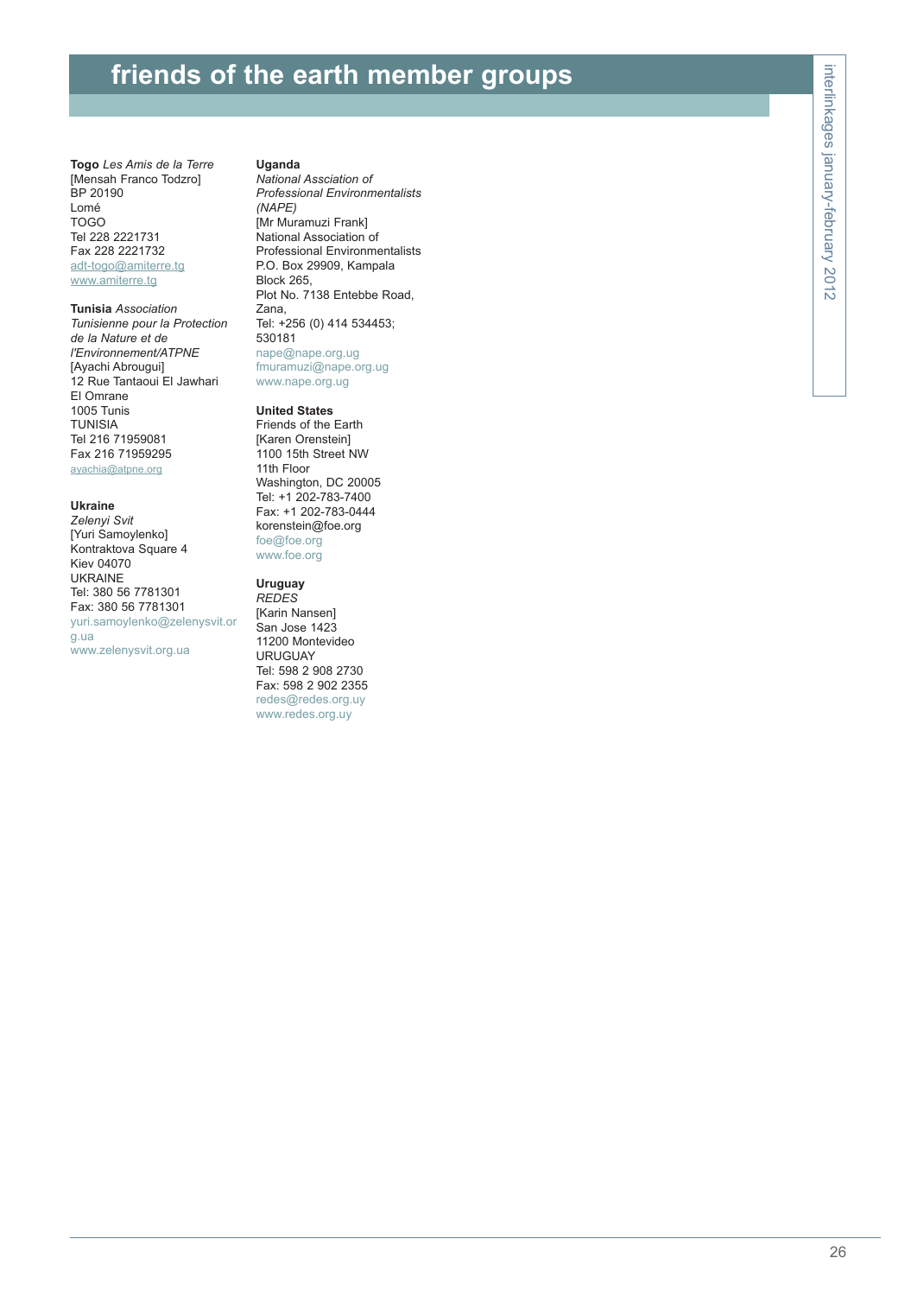# friends of the earth member groups

**Togo** *Les Amis de la Terre*
[Mensah Franco Todzro]
BP 20190
Lomé
TOGO
Tel 228 2221731
Fax 228 2221732
adt-togo@amiterre.tg
www.amiterre.tg

**Tunisia** *Association Tunisienne pour la Protection de la Nature et de l'Environnement/ATPNE*
[Ayachi Abrougui]
12 Rue Tantaoui El Jawhari
El Omrane
1005 Tunis
TUNISIA
Tel 216 71959081
Fax 216 71959295
ayachia@atpne.org

**Ukraine**
*Zelenyi Svit*
[Yuri Samoylenko]
Kontraktova Square 4
Kiev 04070
UKRAINE
Tel: 380 56 7781301
Fax: 380 56 7781301
yuri.samoylenko@zelenysvit.org.ua
www.zelenysvit.org.ua

**Uganda**
*National Association of Professional Environmentalists (NAPE)*
[Mr Muramuzi Frank]
National Association of Professional Environmentalists
P.O. Box 29909, Kampala
Block 265,
Plot No. 7138 Entebbe Road,
Zana,
Tel: +256 (0) 414 534453;
530181
nape@nape.org.ug
fmuramuzi@nape.org.ug
www.nape.org.ug

**United States**
Friends of the Earth
[Karen Orenstein]
1100 15th Street NW
11th Floor
Washington, DC 20005
Tel: +1 202-783-7400
Fax: +1 202-783-0444
korenstein@foe.org
foe@foe.org
www.foe.org

**Uruguay**
*REDES*
[Karin Nansen]
San Jose 1423
11200 Montevideo
URUGUAY
Tel: 598 2 908 2730
Fax: 598 2 902 2355
redes@redes.org.uy
www.redes.org.uy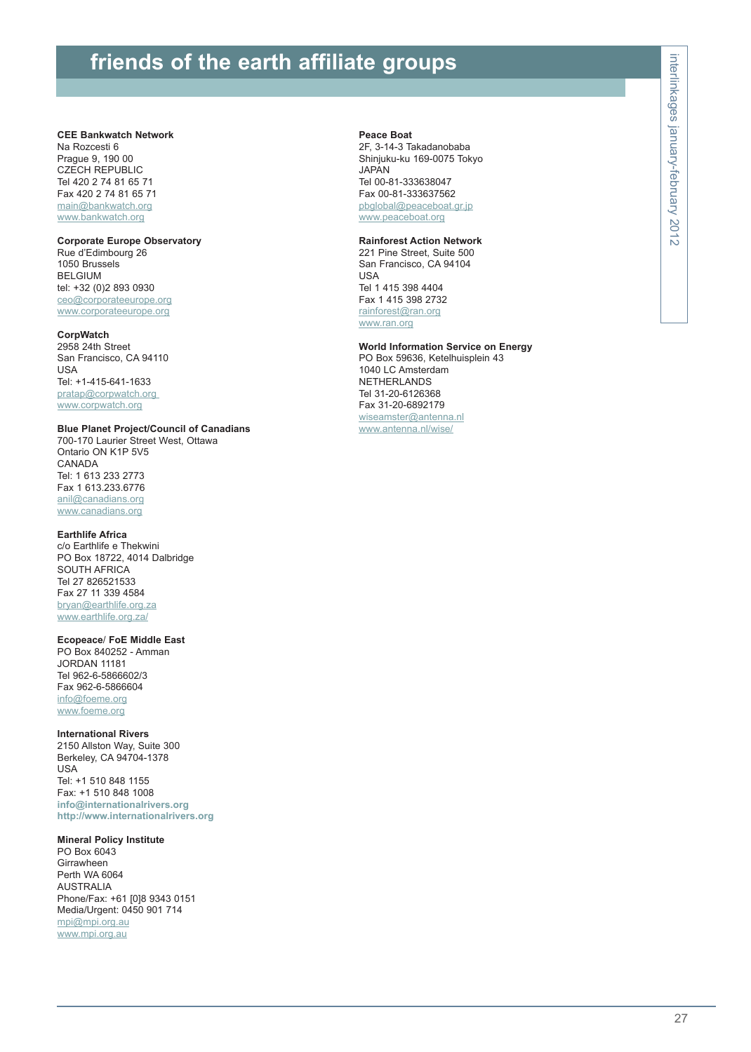# friends of the earth affiliate groups

**CEE Bankwatch Network**
Na Rozcesti 6
Prague 9, 190 00
CZECH REPUBLIC
Tel 420 2 74 81 65 71
Fax 420 2 74 81 65 71
main@bankwatch.org
www.bankwatch.org

**Corporate Europe Observatory**
Rue d'Edimbourg 26
1050 Brussels
BELGIUM
tel: +32 (0)2 893 0930
ceo@corporateeurope.org
www.corporateeurope.org

**CorpWatch**
2958 24th Street
San Francisco, CA 94110
USA
Tel: +1-415-641-1633
pratap@corpwatch.org
www.corpwatch.org

**Blue Planet Project/Council of Canadians**
700-170 Laurier Street West, Ottawa
Ontario ON K1P 5V5
CANADA
Tel: 1 613 233 2773
Fax 1 613.233.6776
anil@canadians.org
www.canadians.org

**Earthlife Africa**
c/o Earthlife e Thekwini
PO Box 18722, 4014 Dalbridge
SOUTH AFRICA
Tel 27 826521533
Fax 27 11 339 4584
bryan@earthlife.org.za
www.earthlife.org.za/

**Ecopeace/ FoE Middle East**
PO Box 840252 - Amman
JORDAN 11181
Tel 962-6-5866602/3
Fax 962-6-5866604
info@foeme.org
www.foeme.org

**International Rivers**
2150 Allston Way, Suite 300
Berkeley, CA 94704-1378
USA
Tel: +1 510 848 1155
Fax: +1 510 848 1008
**info@internationalrivers.org**
**http://www.internationalrivers.org**

**Mineral Policy Institute**
PO Box 6043
Girrawheen
Perth WA 6064
AUSTRALIA
Phone/Fax: +61 [0]8 9343 0151
Media/Urgent: 0450 901 714
mpi@mpi.org.au
www.mpi.org.au

**Peace Boat**
2F, 3-14-3 Takadanobaba
Shinjuku-ku 169-0075 Tokyo
JAPAN
Tel 00-81-333638047
Fax 00-81-333637562
pbglobal@peaceboat.gr.jp
www.peaceboat.org

**Rainforest Action Network**
221 Pine Street, Suite 500
San Francisco, CA 94104
USA
Tel 1 415 398 4404
Fax 1 415 398 2732
rainforest@ran.org
www.ran.org

**World Information Service on Energy**
PO Box 59636, Ketelhuisplein 43
1040 LC Amsterdam
NETHERLANDS
Tel 31-20-6126368
Fax 31-20-6892179
wiseamster@antenna.nl
www.antenna.nl/wise/